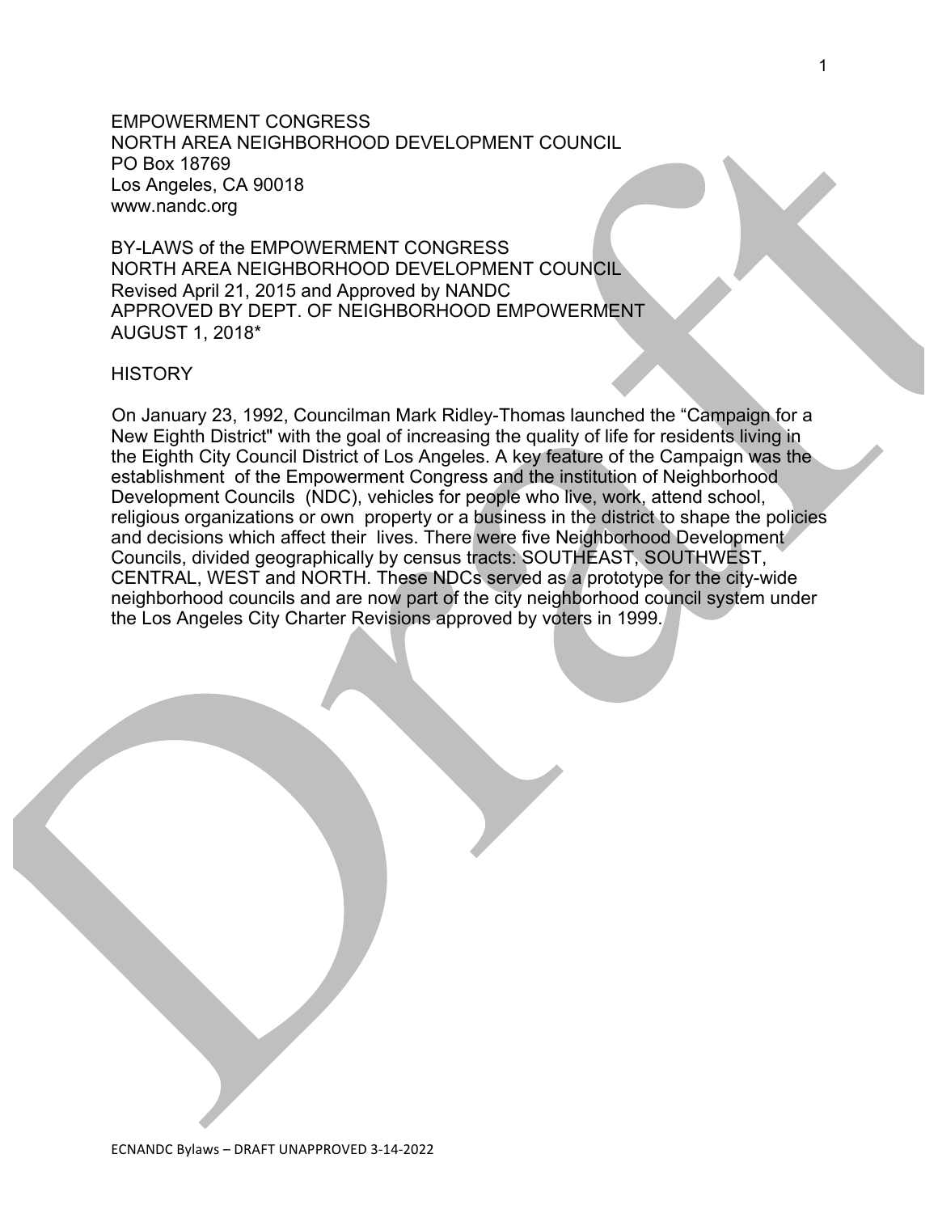EMPOWERMENT CONGRESS
NORTH AREA NEIGHBORHOOD DEVELOPMENT COUNCIL
PO Box 18769
Los Angeles, CA 90018
www.nandc.org

BY-LAWS of the EMPOWERMENT CONGRESS
NORTH AREA NEIGHBORHOOD DEVELOPMENT COUNCIL
Revised April 21, 2015 and Approved by NANDC
APPROVED BY DEPT. OF NEIGHBORHOOD EMPOWERMENT
AUGUST 1, 2018*

HISTORY

On January 23, 1992, Councilman Mark Ridley-Thomas launched the "Campaign for a New Eighth District" with the goal of increasing the quality of life for residents living in the Eighth City Council District of Los Angeles. A key feature of the Campaign was the establishment of the Empowerment Congress and the institution of Neighborhood Development Councils (NDC), vehicles for people who live, work, attend school, religious organizations or own property or a business in the district to shape the policies and decisions which affect their lives. There were five Neighborhood Development Councils, divided geographically by census tracts: SOUTHEAST, SOUTHWEST, CENTRAL, WEST and NORTH. These NDCs served as a prototype for the city-wide neighborhood councils and are now part of the city neighborhood council system under the Los Angeles City Charter Revisions approved by voters in 1999.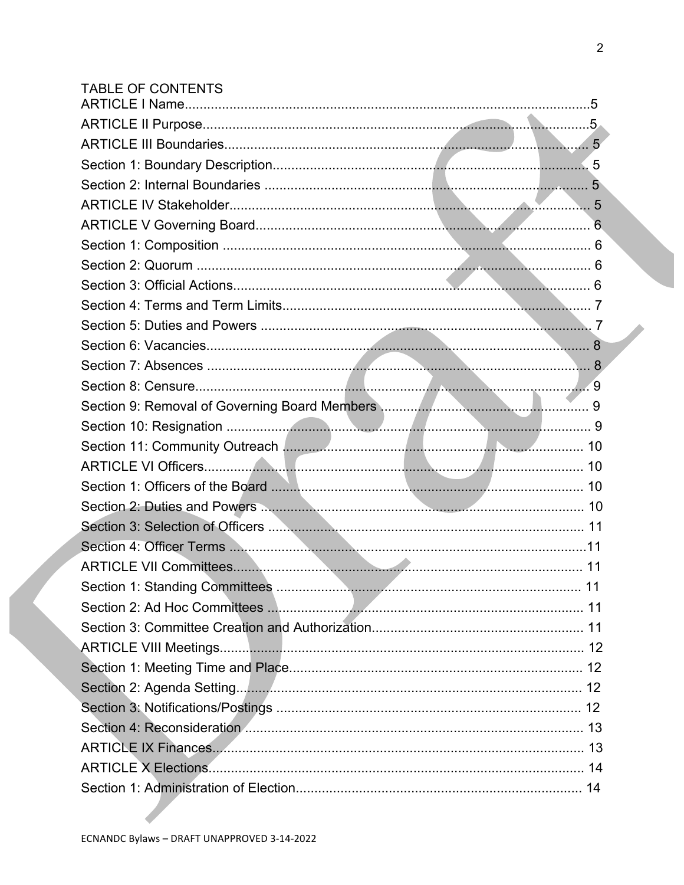TABLE OF CONTENTS

ARTICLE I Name .......... 5
ARTICLE II Purpose .......... 5
ARTICLE III Boundaries .......... 5
Section 1: Boundary Description .......... 5
Section 2: Internal Boundaries .......... 5
ARTICLE IV Stakeholder .......... 5
ARTICLE V Governing Board .......... 6
Section 1: Composition .......... 6
Section 2: Quorum .......... 6
Section 3: Official Actions .......... 6
Section 4: Terms and Term Limits .......... 7
Section 5: Duties and Powers .......... 7
Section 6: Vacancies .......... 8
Section 7: Absences .......... 8
Section 8: Censure .......... 9
Section 9: Removal of Governing Board Members .......... 9
Section 10: Resignation .......... 9
Section 11: Community Outreach .......... 10
ARTICLE VI Officers .......... 10
Section 1: Officers of the Board .......... 10
Section 2: Duties and Powers .......... 10
Section 3: Selection of Officers .......... 11
Section 4: Officer Terms .......... 11
ARTICLE VII Committees .......... 11
Section 1: Standing Committees .......... 11
Section 2: Ad Hoc Committees .......... 11
Section 3: Committee Creation and Authorization .......... 11
ARTICLE VIII Meetings .......... 12
Section 1: Meeting Time and Place .......... 12
Section 2: Agenda Setting .......... 12
Section 3: Notifications/Postings .......... 12
Section 4: Reconsideration .......... 13
ARTICLE IX Finances .......... 13
ARTICLE X Elections .......... 14
Section 1: Administration of Election .......... 14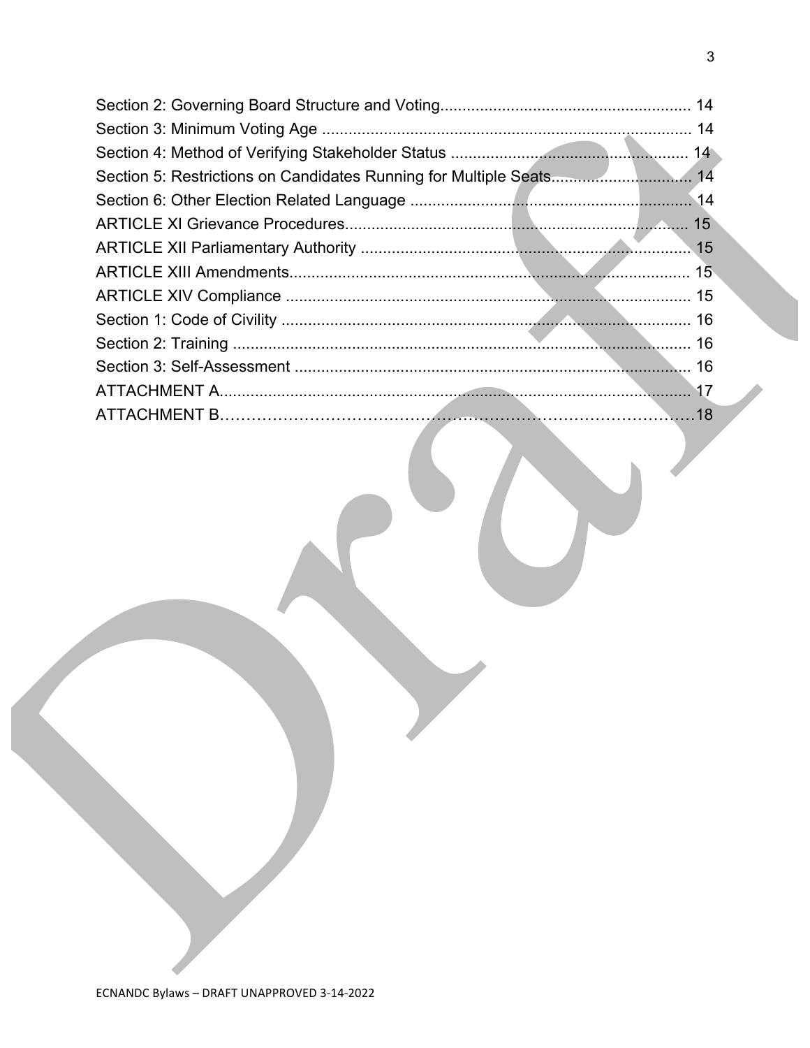Section 2: Governing Board Structure and Voting........................................................ 14
Section 3: Minimum Voting Age .................................................................................... 14
Section 4: Method of Verifying Stakeholder Status ...................................................... 14
Section 5: Restrictions on Candidates Running for Multiple Seats................................ 14
Section 6: Other Election Related Language ................................................................ 14
ARTICLE XI Grievance Procedures.............................................................................. 15
ARTICLE XII Parliamentary Authority ........................................................................... 15
ARTICLE XIII Amendments........................................................................................... 15
ARTICLE XIV Compliance ............................................................................................ 15
Section 1: Code of Civility ............................................................................................. 16
Section 2: Training ........................................................................................................ 16
Section 3: Self-Assessment .......................................................................................... 16
ATTACHMENT A............................................................................................................ 17
ATTACHMENT B……………………………………………………………………………18

Draft

ECNANDC Bylaws – DRAFT UNAPPROVED 3-14-2022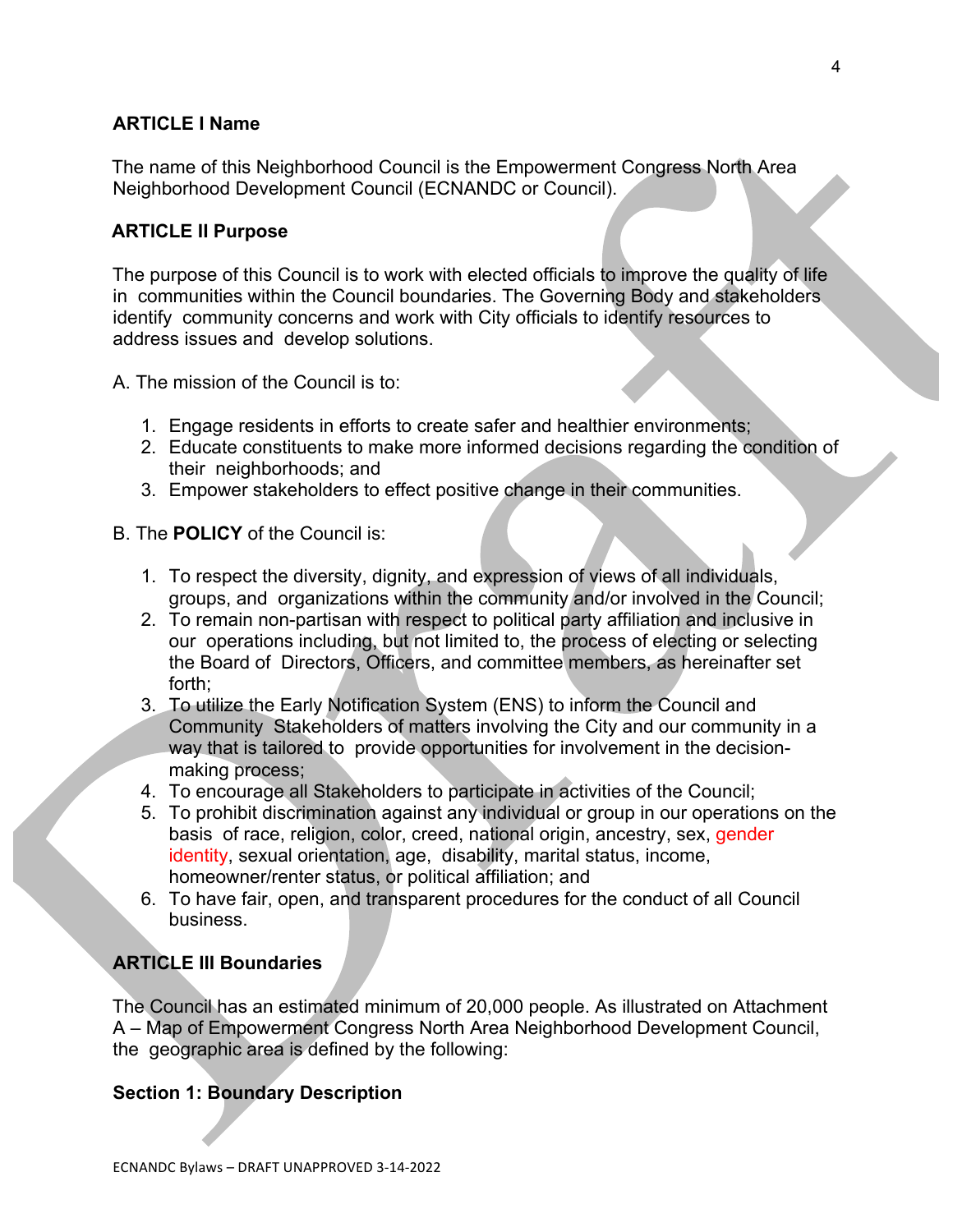## ARTICLE I Name

The name of this Neighborhood Council is the Empowerment Congress North Area Neighborhood Development Council (ECNANDC or Council).

## ARTICLE II Purpose

The purpose of this Council is to work with elected officials to improve the quality of life in communities within the Council boundaries. The Governing Body and stakeholders identify community concerns and work with City officials to identify resources to address issues and develop solutions.

A. The mission of the Council is to:

1. Engage residents in efforts to create safer and healthier environments;
2. Educate constituents to make more informed decisions regarding the condition of their neighborhoods; and
3. Empower stakeholders to effect positive change in their communities.

B. The **POLICY** of the Council is:

1. To respect the diversity, dignity, and expression of views of all individuals, groups, and organizations within the community and/or involved in the Council;
2. To remain non-partisan with respect to political party affiliation and inclusive in our operations including, but not limited to, the process of electing or selecting the Board of Directors, Officers, and committee members, as hereinafter set forth;
3. To utilize the Early Notification System (ENS) to inform the Council and Community Stakeholders of matters involving the City and our community in a way that is tailored to provide opportunities for involvement in the decision-making process;
4. To encourage all Stakeholders to participate in activities of the Council;
5. To prohibit discrimination against any individual or group in our operations on the basis of race, religion, color, creed, national origin, ancestry, sex, gender identity, sexual orientation, age, disability, marital status, income, homeowner/renter status, or political affiliation; and
6. To have fair, open, and transparent procedures for the conduct of all Council business.

## ARTICLE III Boundaries

The Council has an estimated minimum of 20,000 people. As illustrated on Attachment A – Map of Empowerment Congress North Area Neighborhood Development Council, the geographic area is defined by the following:

### Section 1: Boundary Description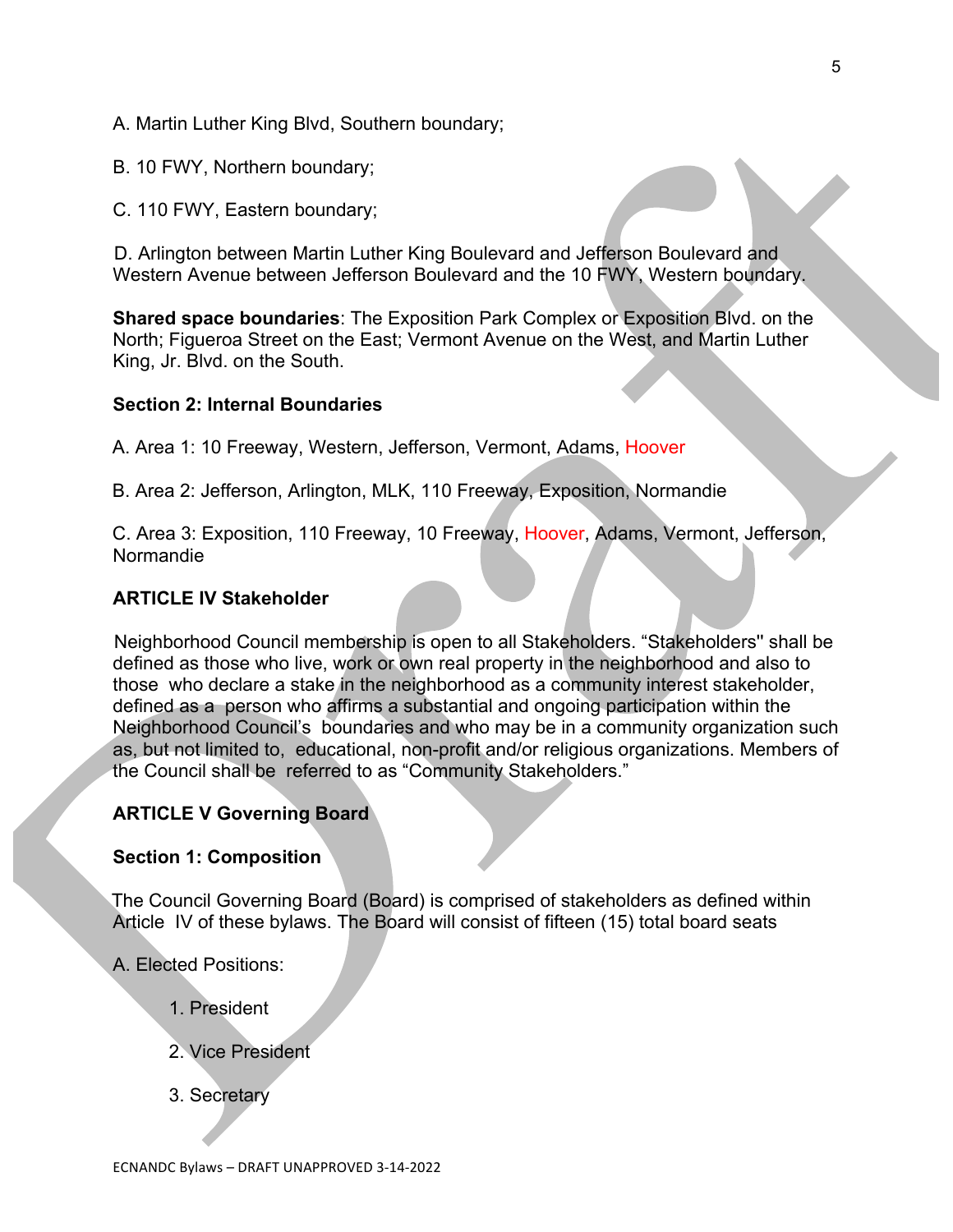A. Martin Luther King Blvd, Southern boundary;

B. 10 FWY, Northern boundary;

C. 110 FWY, Eastern boundary;

D. Arlington between Martin Luther King Boulevard and Jefferson Boulevard and Western Avenue between Jefferson Boulevard and the 10 FWY, Western boundary.

**Shared space boundaries**: The Exposition Park Complex or Exposition Blvd. on the North; Figueroa Street on the East; Vermont Avenue on the West, and Martin Luther King, Jr. Blvd. on the South.

### Section 2: Internal Boundaries

A. Area 1: 10 Freeway, Western, Jefferson, Vermont, Adams, Hoover

B. Area 2: Jefferson, Arlington, MLK, 110 Freeway, Exposition, Normandie

C. Area 3: Exposition, 110 Freeway, 10 Freeway, Hoover, Adams, Vermont, Jefferson, Normandie

## ARTICLE IV Stakeholder

Neighborhood Council membership is open to all Stakeholders. "Stakeholders" shall be defined as those who live, work or own real property in the neighborhood and also to those who declare a stake in the neighborhood as a community interest stakeholder, defined as a person who affirms a substantial and ongoing participation within the Neighborhood Council's boundaries and who may be in a community organization such as, but not limited to, educational, non-profit and/or religious organizations. Members of the Council shall be referred to as "Community Stakeholders."

## ARTICLE V Governing Board

### Section 1: Composition

The Council Governing Board (Board) is comprised of stakeholders as defined within Article IV of these bylaws. The Board will consist of fifteen (15) total board seats

A. Elected Positions:

1. President
2. Vice President
3. Secretary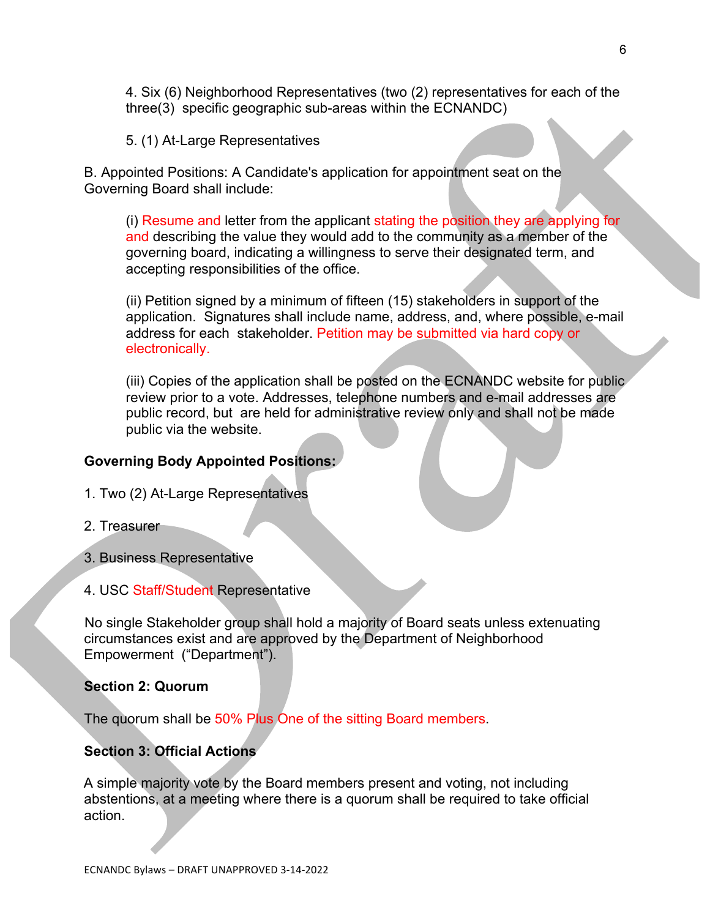4. Six (6) Neighborhood Representatives (two (2) representatives for each of the three(3) specific geographic sub-areas within the ECNANDC)

5. (1) At-Large Representatives

B. Appointed Positions: A Candidate's application for appointment seat on the Governing Board shall include:

(i) Resume and letter from the applicant stating the position they are applying for and describing the value they would add to the community as a member of the governing board, indicating a willingness to serve their designated term, and accepting responsibilities of the office.

(ii) Petition signed by a minimum of fifteen (15) stakeholders in support of the application. Signatures shall include name, address, and, where possible, e-mail address for each stakeholder. Petition may be submitted via hard copy or electronically.

(iii) Copies of the application shall be posted on the ECNANDC website for public review prior to a vote. Addresses, telephone numbers and e-mail addresses are public record, but are held for administrative review only and shall not be made public via the website.

**Governing Body Appointed Positions:**

1. Two (2) At-Large Representatives

2. Treasurer

3. Business Representative

4. USC Staff/Student Representative

No single Stakeholder group shall hold a majority of Board seats unless extenuating circumstances exist and are approved by the Department of Neighborhood Empowerment ("Department").

**Section 2: Quorum**

The quorum shall be 50% Plus One of the sitting Board members.

**Section 3: Official Actions**

A simple majority vote by the Board members present and voting, not including abstentions, at a meeting where there is a quorum shall be required to take official action.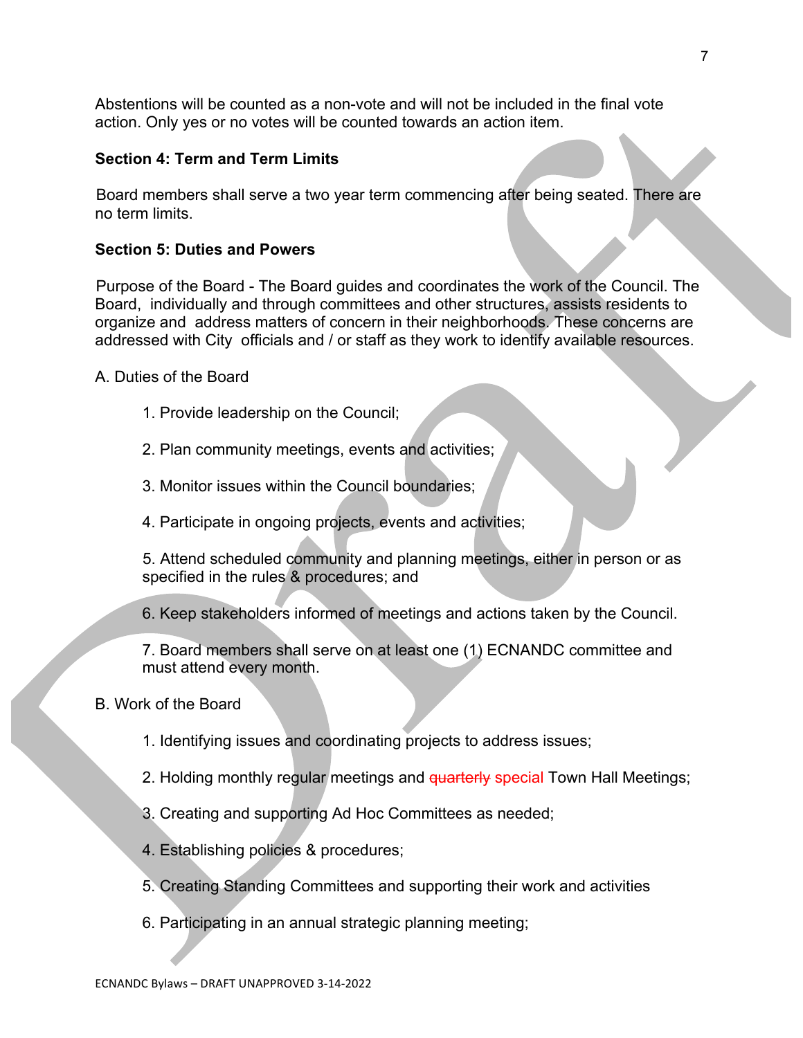Abstentions will be counted as a non-vote and will not be included in the final vote action. Only yes or no votes will be counted towards an action item.

**Section 4: Term and Term Limits**

Board members shall serve a two year term commencing after being seated. There are no term limits.

**Section 5: Duties and Powers**

Purpose of the Board - The Board guides and coordinates the work of the Council. The Board, individually and through committees and other structures, assists residents to organize and address matters of concern in their neighborhoods. These concerns are addressed with City officials and / or staff as they work to identify available resources.

A. Duties of the Board

1. Provide leadership on the Council;

2. Plan community meetings, events and activities;

3. Monitor issues within the Council boundaries;

4. Participate in ongoing projects, events and activities;

5. Attend scheduled community and planning meetings, either in person or as specified in the rules & procedures; and

6. Keep stakeholders informed of meetings and actions taken by the Council.

7. Board members shall serve on at least one (1) ECNANDC committee and must attend every month.

B. Work of the Board

1. Identifying issues and coordinating projects to address issues;

2. Holding monthly regular meetings and ~~quarterly~~ special Town Hall Meetings;

3. Creating and supporting Ad Hoc Committees as needed;

4. Establishing policies & procedures;

5. Creating Standing Committees and supporting their work and activities

6. Participating in an annual strategic planning meeting;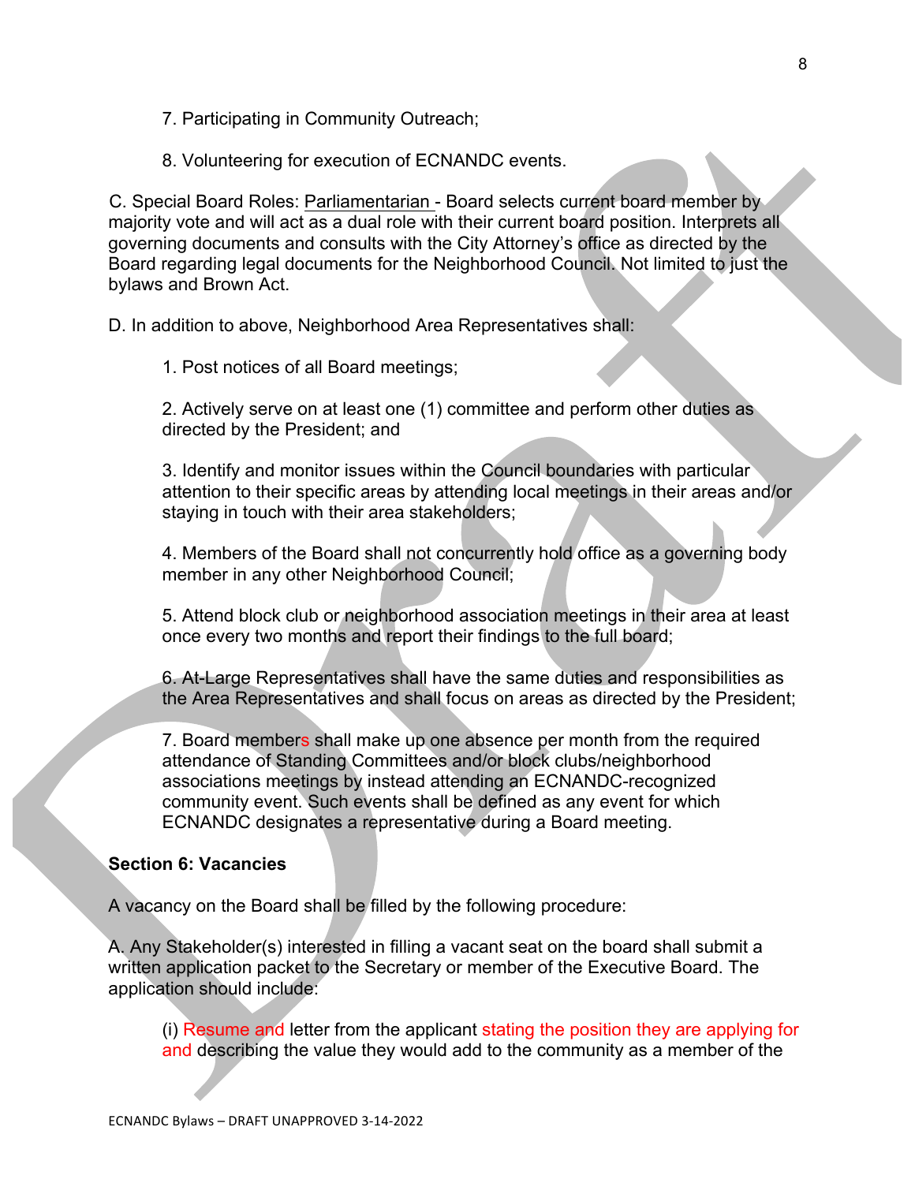7. Participating in Community Outreach;

8. Volunteering for execution of ECNANDC events.

C. Special Board Roles: Parliamentarian - Board selects current board member by majority vote and will act as a dual role with their current board position. Interprets all governing documents and consults with the City Attorney's office as directed by the Board regarding legal documents for the Neighborhood Council. Not limited to just the bylaws and Brown Act.

D. In addition to above, Neighborhood Area Representatives shall:

1. Post notices of all Board meetings;

2. Actively serve on at least one (1) committee and perform other duties as directed by the President; and

3. Identify and monitor issues within the Council boundaries with particular attention to their specific areas by attending local meetings in their areas and/or staying in touch with their area stakeholders;

4. Members of the Board shall not concurrently hold office as a governing body member in any other Neighborhood Council;

5. Attend block club or neighborhood association meetings in their area at least once every two months and report their findings to the full board;

6. At-Large Representatives shall have the same duties and responsibilities as the Area Representatives and shall focus on areas as directed by the President;

7. Board members shall make up one absence per month from the required attendance of Standing Committees and/or block clubs/neighborhood associations meetings by instead attending an ECNANDC-recognized community event. Such events shall be defined as any event for which ECNANDC designates a representative during a Board meeting.

**Section 6: Vacancies**

A vacancy on the Board shall be filled by the following procedure:

A. Any Stakeholder(s) interested in filling a vacant seat on the board shall submit a written application packet to the Secretary or member of the Executive Board. The application should include:

(i) Resume and letter from the applicant stating the position they are applying for and describing the value they would add to the community as a member of the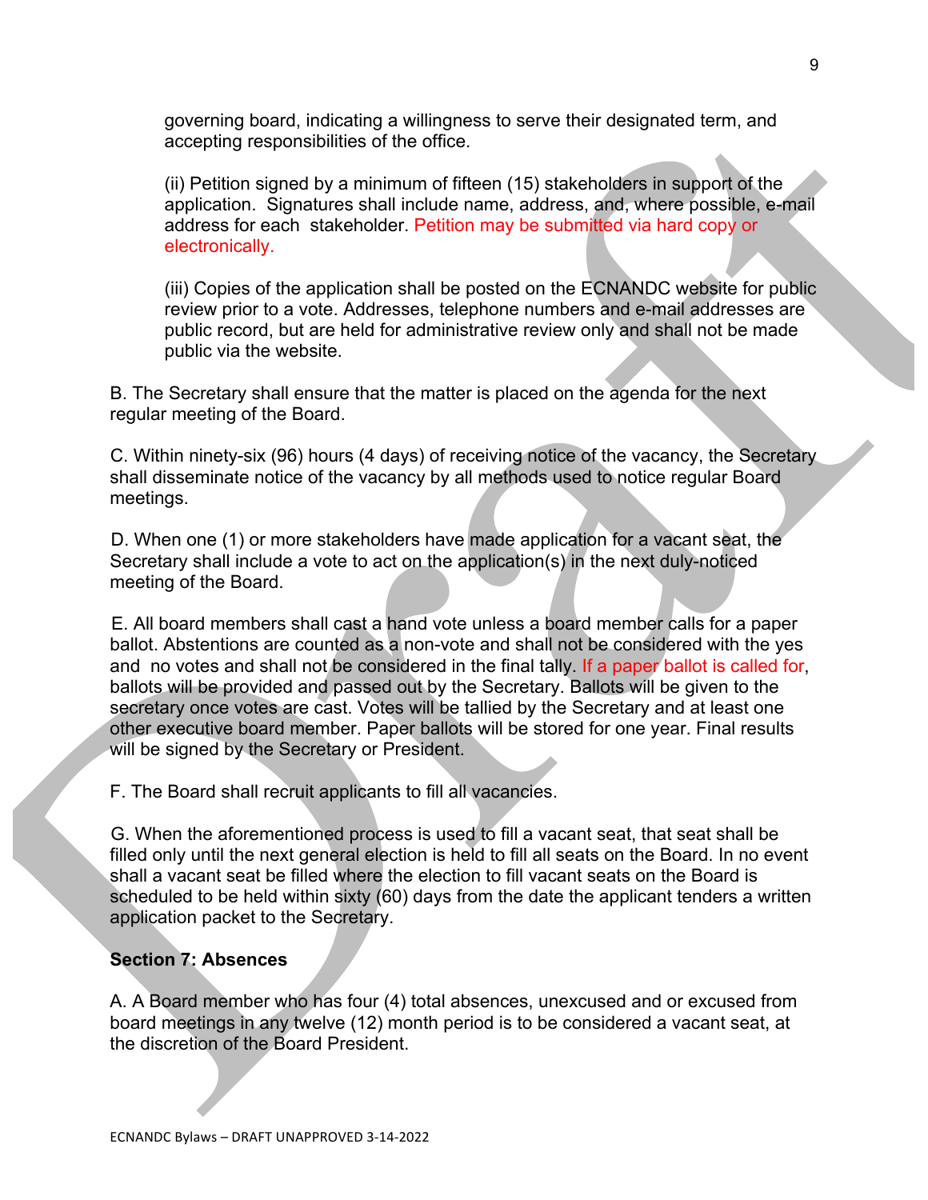governing board, indicating a willingness to serve their designated term, and accepting responsibilities of the office.

(ii) Petition signed by a minimum of fifteen (15) stakeholders in support of the application. Signatures shall include name, address, and, where possible, e-mail address for each stakeholder. Petition may be submitted via hard copy or electronically.

(iii) Copies of the application shall be posted on the ECNANDC website for public review prior to a vote. Addresses, telephone numbers and e-mail addresses are public record, but are held for administrative review only and shall not be made public via the website.

B. The Secretary shall ensure that the matter is placed on the agenda for the next regular meeting of the Board.

C. Within ninety-six (96) hours (4 days) of receiving notice of the vacancy, the Secretary shall disseminate notice of the vacancy by all methods used to notice regular Board meetings.

D. When one (1) or more stakeholders have made application for a vacant seat, the Secretary shall include a vote to act on the application(s) in the next duly-noticed meeting of the Board.

E. All board members shall cast a hand vote unless a board member calls for a paper ballot. Abstentions are counted as a non-vote and shall not be considered with the yes and no votes and shall not be considered in the final tally. If a paper ballot is called for, ballots will be provided and passed out by the Secretary. Ballots will be given to the secretary once votes are cast. Votes will be tallied by the Secretary and at least one other executive board member. Paper ballots will be stored for one year. Final results will be signed by the Secretary or President.

F. The Board shall recruit applicants to fill all vacancies.

G. When the aforementioned process is used to fill a vacant seat, that seat shall be filled only until the next general election is held to fill all seats on the Board. In no event shall a vacant seat be filled where the election to fill vacant seats on the Board is scheduled to be held within sixty (60) days from the date the applicant tenders a written application packet to the Secretary.

**Section 7: Absences**

A. A Board member who has four (4) total absences, unexcused and or excused from board meetings in any twelve (12) month period is to be considered a vacant seat, at the discretion of the Board President.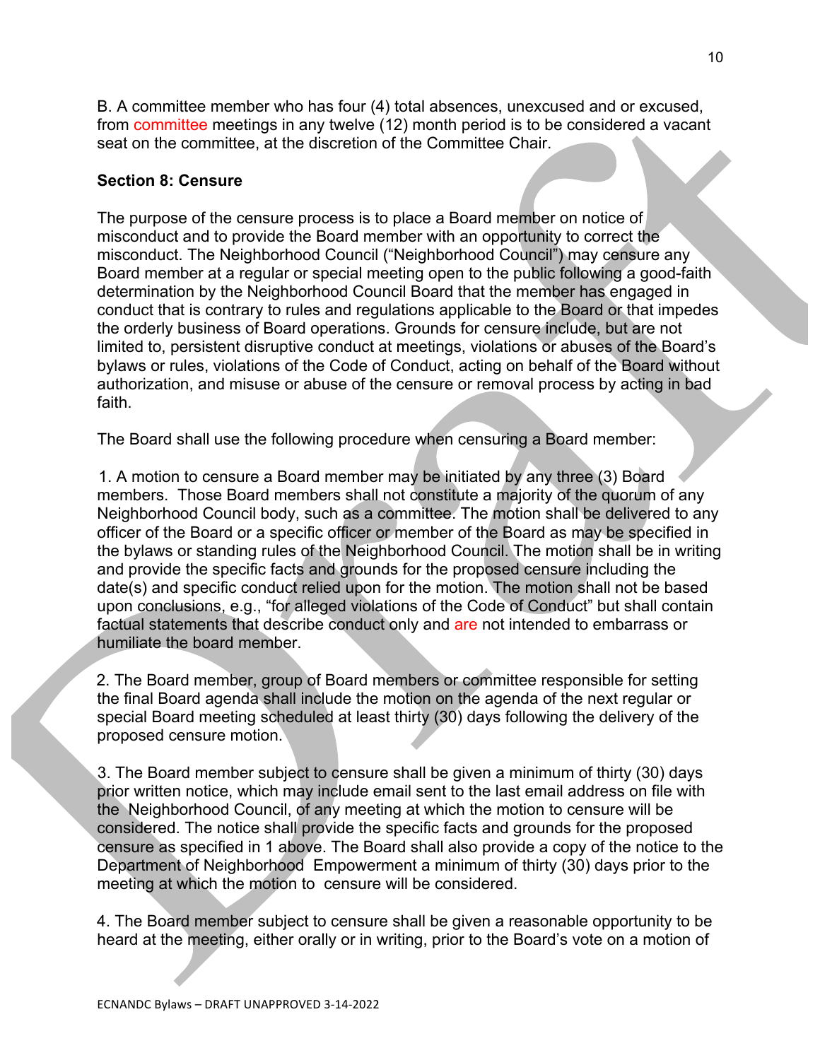B. A committee member who has four (4) total absences, unexcused and or excused, from committee meetings in any twelve (12) month period is to be considered a vacant seat on the committee, at the discretion of the Committee Chair.

**Section 8: Censure**

The purpose of the censure process is to place a Board member on notice of misconduct and to provide the Board member with an opportunity to correct the misconduct. The Neighborhood Council ("Neighborhood Council") may censure any Board member at a regular or special meeting open to the public following a good-faith determination by the Neighborhood Council Board that the member has engaged in conduct that is contrary to rules and regulations applicable to the Board or that impedes the orderly business of Board operations. Grounds for censure include, but are not limited to, persistent disruptive conduct at meetings, violations or abuses of the Board's bylaws or rules, violations of the Code of Conduct, acting on behalf of the Board without authorization, and misuse or abuse of the censure or removal process by acting in bad faith.

The Board shall use the following procedure when censuring a Board member:

1. A motion to censure a Board member may be initiated by any three (3) Board members. Those Board members shall not constitute a majority of the quorum of any Neighborhood Council body, such as a committee. The motion shall be delivered to any officer of the Board or a specific officer or member of the Board as may be specified in the bylaws or standing rules of the Neighborhood Council. The motion shall be in writing and provide the specific facts and grounds for the proposed censure including the date(s) and specific conduct relied upon for the motion. The motion shall not be based upon conclusions, e.g., "for alleged violations of the Code of Conduct" but shall contain factual statements that describe conduct only and are not intended to embarrass or humiliate the board member.

2. The Board member, group of Board members or committee responsible for setting the final Board agenda shall include the motion on the agenda of the next regular or special Board meeting scheduled at least thirty (30) days following the delivery of the proposed censure motion.

3. The Board member subject to censure shall be given a minimum of thirty (30) days prior written notice, which may include email sent to the last email address on file with the Neighborhood Council, of any meeting at which the motion to censure will be considered. The notice shall provide the specific facts and grounds for the proposed censure as specified in 1 above. The Board shall also provide a copy of the notice to the Department of Neighborhood Empowerment a minimum of thirty (30) days prior to the meeting at which the motion to censure will be considered.

4. The Board member subject to censure shall be given a reasonable opportunity to be heard at the meeting, either orally or in writing, prior to the Board's vote on a motion of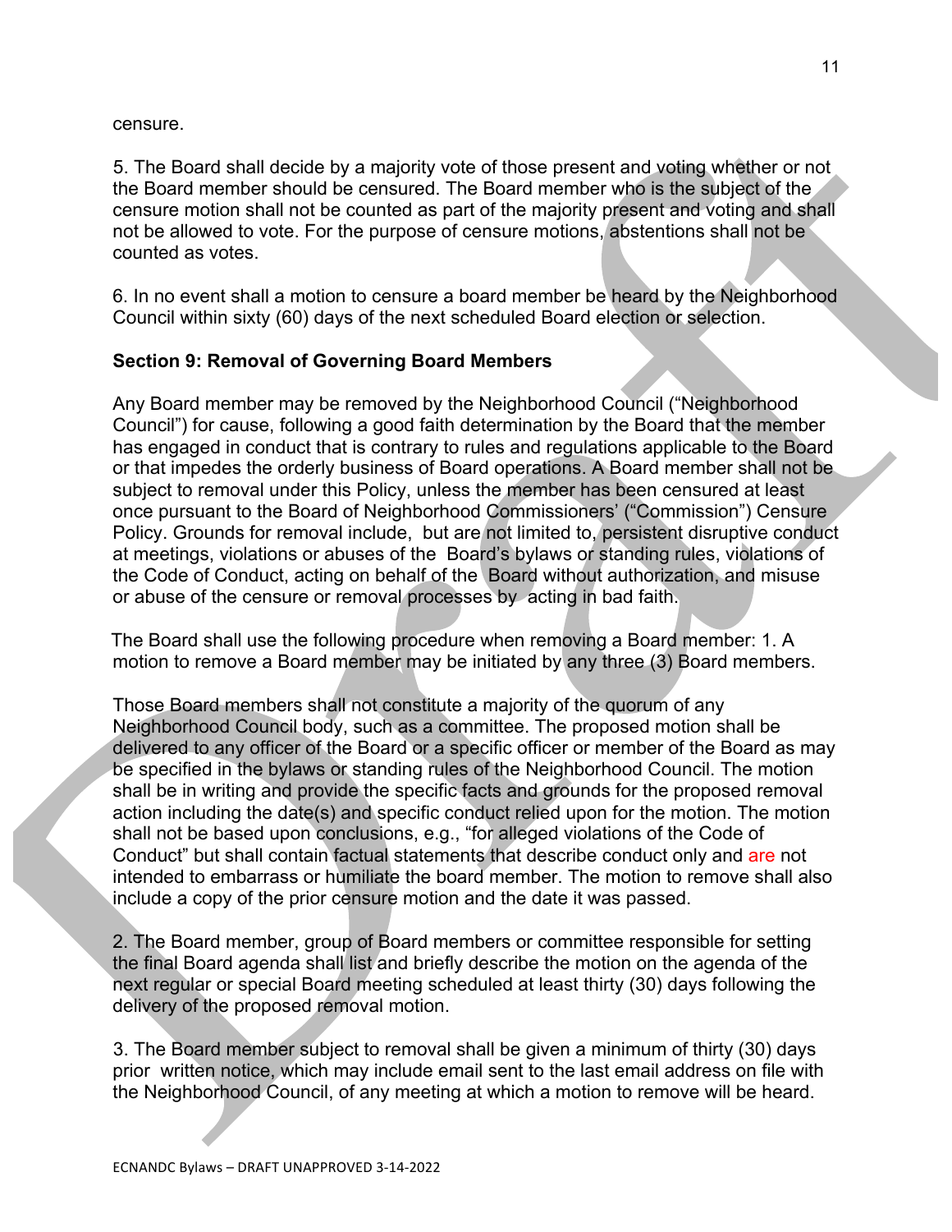censure.

5. The Board shall decide by a majority vote of those present and voting whether or not the Board member should be censured. The Board member who is the subject of the censure motion shall not be counted as part of the majority present and voting and shall not be allowed to vote. For the purpose of censure motions, abstentions shall not be counted as votes.

6. In no event shall a motion to censure a board member be heard by the Neighborhood Council within sixty (60) days of the next scheduled Board election or selection.

**Section 9: Removal of Governing Board Members**

Any Board member may be removed by the Neighborhood Council ("Neighborhood Council") for cause, following a good faith determination by the Board that the member has engaged in conduct that is contrary to rules and regulations applicable to the Board or that impedes the orderly business of Board operations. A Board member shall not be subject to removal under this Policy, unless the member has been censured at least once pursuant to the Board of Neighborhood Commissioners' ("Commission") Censure Policy. Grounds for removal include, but are not limited to, persistent disruptive conduct at meetings, violations or abuses of the Board's bylaws or standing rules, violations of the Code of Conduct, acting on behalf of the Board without authorization, and misuse or abuse of the censure or removal processes by acting in bad faith.

The Board shall use the following procedure when removing a Board member: 1. A motion to remove a Board member may be initiated by any three (3) Board members.

Those Board members shall not constitute a majority of the quorum of any Neighborhood Council body, such as a committee. The proposed motion shall be delivered to any officer of the Board or a specific officer or member of the Board as may be specified in the bylaws or standing rules of the Neighborhood Council. The motion shall be in writing and provide the specific facts and grounds for the proposed removal action including the date(s) and specific conduct relied upon for the motion. The motion shall not be based upon conclusions, e.g., "for alleged violations of the Code of Conduct" but shall contain factual statements that describe conduct only and are not intended to embarrass or humiliate the board member. The motion to remove shall also include a copy of the prior censure motion and the date it was passed.

2. The Board member, group of Board members or committee responsible for setting the final Board agenda shall list and briefly describe the motion on the agenda of the next regular or special Board meeting scheduled at least thirty (30) days following the delivery of the proposed removal motion.

3. The Board member subject to removal shall be given a minimum of thirty (30) days prior written notice, which may include email sent to the last email address on file with the Neighborhood Council, of any meeting at which a motion to remove will be heard.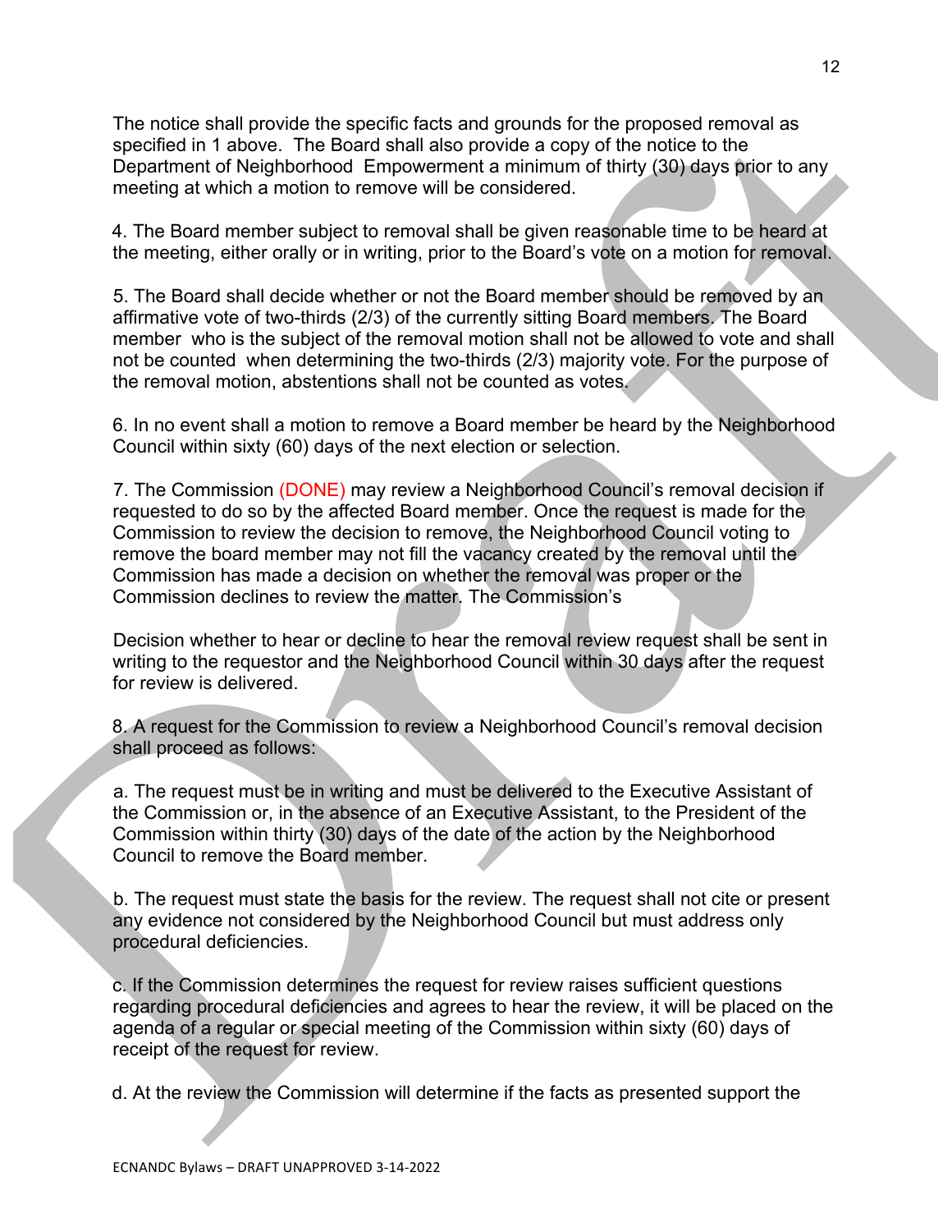The notice shall provide the specific facts and grounds for the proposed removal as specified in 1 above. The Board shall also provide a copy of the notice to the Department of Neighborhood Empowerment a minimum of thirty (30) days prior to any meeting at which a motion to remove will be considered.

4. The Board member subject to removal shall be given reasonable time to be heard at the meeting, either orally or in writing, prior to the Board's vote on a motion for removal.

5. The Board shall decide whether or not the Board member should be removed by an affirmative vote of two-thirds (2/3) of the currently sitting Board members. The Board member who is the subject of the removal motion shall not be allowed to vote and shall not be counted when determining the two-thirds (2/3) majority vote. For the purpose of the removal motion, abstentions shall not be counted as votes.

6. In no event shall a motion to remove a Board member be heard by the Neighborhood Council within sixty (60) days of the next election or selection.

7. The Commission (DONE) may review a Neighborhood Council's removal decision if requested to do so by the affected Board member. Once the request is made for the Commission to review the decision to remove, the Neighborhood Council voting to remove the board member may not fill the vacancy created by the removal until the Commission has made a decision on whether the removal was proper or the Commission declines to review the matter. The Commission's

Decision whether to hear or decline to hear the removal review request shall be sent in writing to the requestor and the Neighborhood Council within 30 days after the request for review is delivered.

8. A request for the Commission to review a Neighborhood Council's removal decision shall proceed as follows:

a. The request must be in writing and must be delivered to the Executive Assistant of the Commission or, in the absence of an Executive Assistant, to the President of the Commission within thirty (30) days of the date of the action by the Neighborhood Council to remove the Board member.

b. The request must state the basis for the review. The request shall not cite or present any evidence not considered by the Neighborhood Council but must address only procedural deficiencies.

c. If the Commission determines the request for review raises sufficient questions regarding procedural deficiencies and agrees to hear the review, it will be placed on the agenda of a regular or special meeting of the Commission within sixty (60) days of receipt of the request for review.

d. At the review the Commission will determine if the facts as presented support the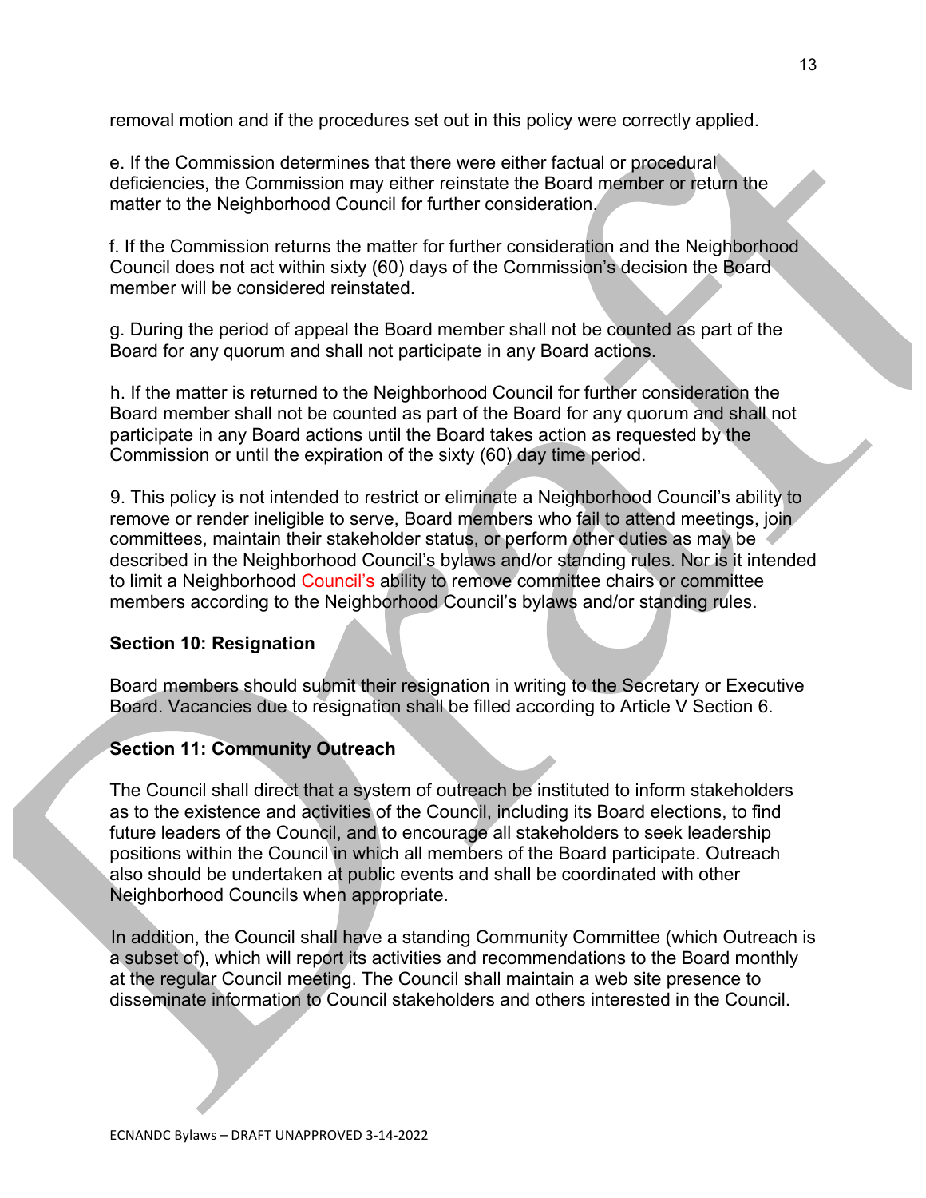removal motion and if the procedures set out in this policy were correctly applied.

e. If the Commission determines that there were either factual or procedural deficiencies, the Commission may either reinstate the Board member or return the matter to the Neighborhood Council for further consideration.

f. If the Commission returns the matter for further consideration and the Neighborhood Council does not act within sixty (60) days of the Commission's decision the Board member will be considered reinstated.

g. During the period of appeal the Board member shall not be counted as part of the Board for any quorum and shall not participate in any Board actions.

h. If the matter is returned to the Neighborhood Council for further consideration the Board member shall not be counted as part of the Board for any quorum and shall not participate in any Board actions until the Board takes action as requested by the Commission or until the expiration of the sixty (60) day time period.

9. This policy is not intended to restrict or eliminate a Neighborhood Council's ability to remove or render ineligible to serve, Board members who fail to attend meetings, join committees, maintain their stakeholder status, or perform other duties as may be described in the Neighborhood Council's bylaws and/or standing rules. Nor is it intended to limit a Neighborhood Council's ability to remove committee chairs or committee members according to the Neighborhood Council's bylaws and/or standing rules.

**Section 10: Resignation**

Board members should submit their resignation in writing to the Secretary or Executive Board. Vacancies due to resignation shall be filled according to Article V Section 6.

**Section 11: Community Outreach**

The Council shall direct that a system of outreach be instituted to inform stakeholders as to the existence and activities of the Council, including its Board elections, to find future leaders of the Council, and to encourage all stakeholders to seek leadership positions within the Council in which all members of the Board participate. Outreach also should be undertaken at public events and shall be coordinated with other Neighborhood Councils when appropriate.

In addition, the Council shall have a standing Community Committee (which Outreach is a subset of), which will report its activities and recommendations to the Board monthly at the regular Council meeting. The Council shall maintain a web site presence to disseminate information to Council stakeholders and others interested in the Council.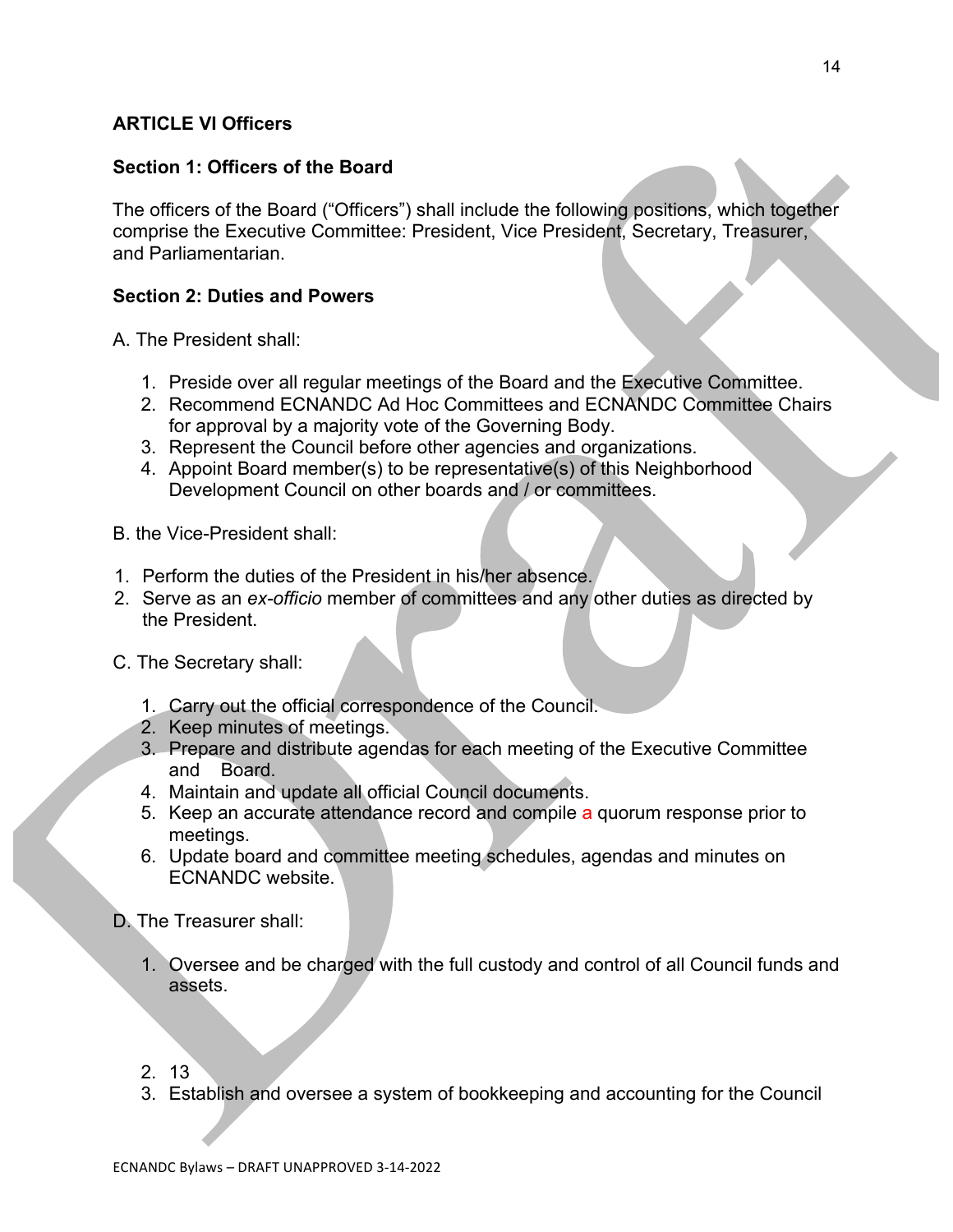**ARTICLE VI Officers**

**Section 1: Officers of the Board**

The officers of the Board ("Officers") shall include the following positions, which together comprise the Executive Committee: President, Vice President, Secretary, Treasurer, and Parliamentarian.

**Section 2: Duties and Powers**

A. The President shall:

1. Preside over all regular meetings of the Board and the Executive Committee.
2. Recommend ECNANDC Ad Hoc Committees and ECNANDC Committee Chairs for approval by a majority vote of the Governing Body.
3. Represent the Council before other agencies and organizations.
4. Appoint Board member(s) to be representative(s) of this Neighborhood Development Council on other boards and / or committees.

B. the Vice-President shall:

1. Perform the duties of the President in his/her absence.
2. Serve as an *ex-officio* member of committees and any other duties as directed by the President.

C. The Secretary shall:

1. Carry out the official correspondence of the Council.
2. Keep minutes of meetings.
3. Prepare and distribute agendas for each meeting of the Executive Committee and Board.
4. Maintain and update all official Council documents.
5. Keep an accurate attendance record and compile a quorum response prior to meetings.
6. Update board and committee meeting schedules, agendas and minutes on ECNANDC website.

D. The Treasurer shall:

1. Oversee and be charged with the full custody and control of all Council funds and assets.

2. 13
3. Establish and oversee a system of bookkeeping and accounting for the Council

ECNANDC Bylaws – DRAFT UNAPPROVED 3-14-2022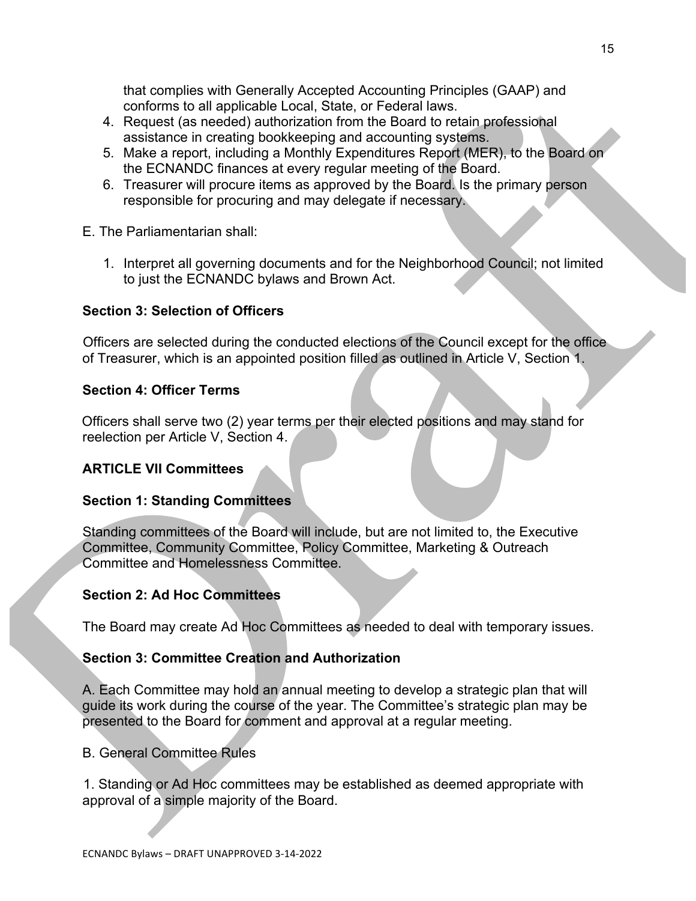that complies with Generally Accepted Accounting Principles (GAAP) and conforms to all applicable Local, State, or Federal laws.

4. Request (as needed) authorization from the Board to retain professional assistance in creating bookkeeping and accounting systems.
5. Make a report, including a Monthly Expenditures Report (MER), to the Board on the ECNANDC finances at every regular meeting of the Board.
6. Treasurer will procure items as approved by the Board. Is the primary person responsible for procuring and may delegate if necessary.

E. The Parliamentarian shall:

1. Interpret all governing documents and for the Neighborhood Council; not limited to just the ECNANDC bylaws and Brown Act.

### Section 3: Selection of Officers

Officers are selected during the conducted elections of the Council except for the office of Treasurer, which is an appointed position filled as outlined in Article V, Section 1.

### Section 4: Officer Terms

Officers shall serve two (2) year terms per their elected positions and may stand for reelection per Article V, Section 4.

## ARTICLE VII Committees

### Section 1: Standing Committees

Standing committees of the Board will include, but are not limited to, the Executive Committee, Community Committee, Policy Committee, Marketing & Outreach Committee and Homelessness Committee.

### Section 2: Ad Hoc Committees

The Board may create Ad Hoc Committees as needed to deal with temporary issues.

### Section 3: Committee Creation and Authorization

A. Each Committee may hold an annual meeting to develop a strategic plan that will guide its work during the course of the year. The Committee's strategic plan may be presented to the Board for comment and approval at a regular meeting.

B. General Committee Rules

1. Standing or Ad Hoc committees may be established as deemed appropriate with approval of a simple majority of the Board.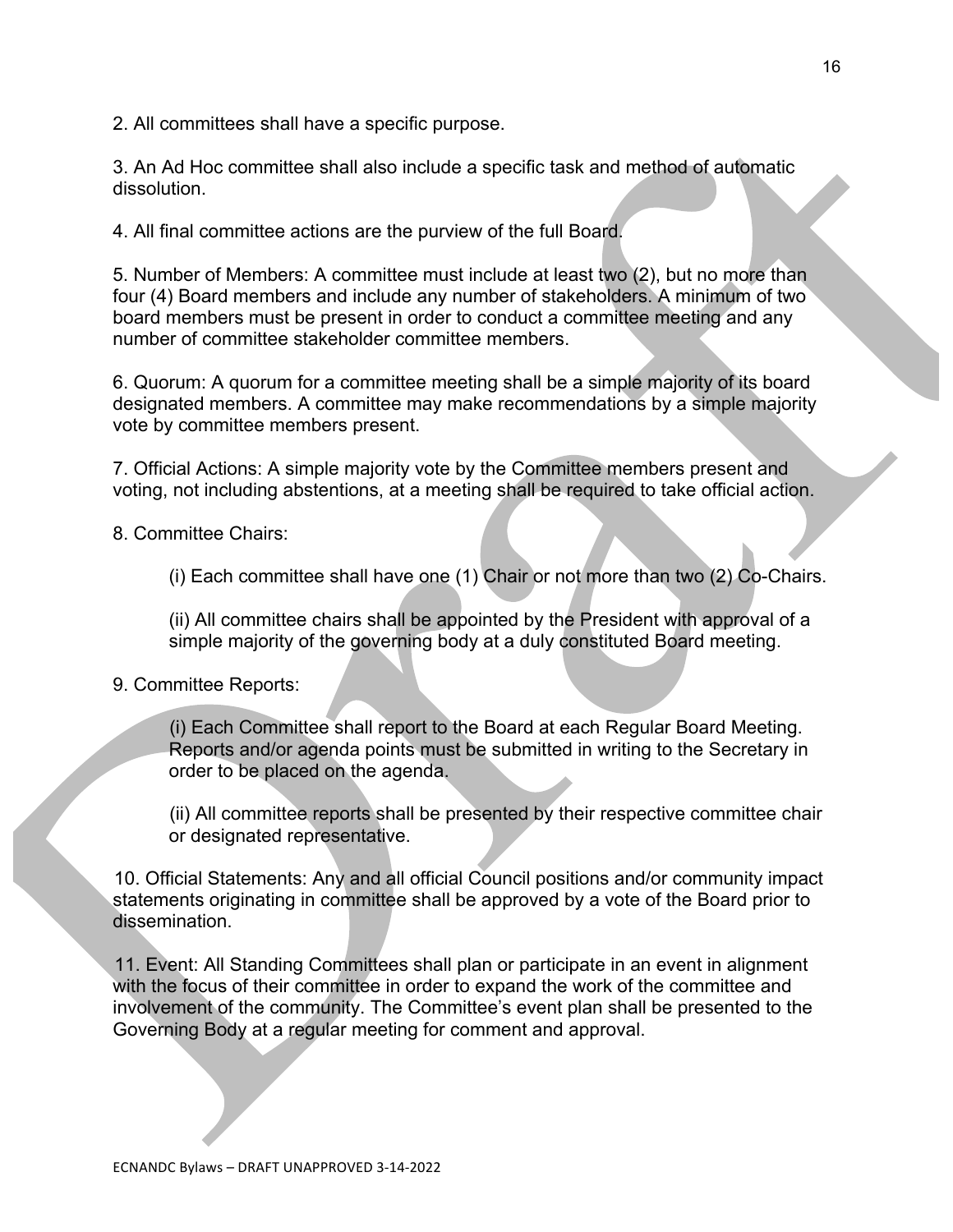2. All committees shall have a specific purpose.

3. An Ad Hoc committee shall also include a specific task and method of automatic dissolution.

4. All final committee actions are the purview of the full Board.

5. Number of Members: A committee must include at least two (2), but no more than four (4) Board members and include any number of stakeholders. A minimum of two board members must be present in order to conduct a committee meeting and any number of committee stakeholder committee members.

6. Quorum: A quorum for a committee meeting shall be a simple majority of its board designated members. A committee may make recommendations by a simple majority vote by committee members present.

7. Official Actions: A simple majority vote by the Committee members present and voting, not including abstentions, at a meeting shall be required to take official action.

8. Committee Chairs:

(i) Each committee shall have one (1) Chair or not more than two (2) Co-Chairs.

(ii) All committee chairs shall be appointed by the President with approval of a simple majority of the governing body at a duly constituted Board meeting.

9. Committee Reports:

(i) Each Committee shall report to the Board at each Regular Board Meeting. Reports and/or agenda points must be submitted in writing to the Secretary in order to be placed on the agenda.

(ii) All committee reports shall be presented by their respective committee chair or designated representative.

10. Official Statements: Any and all official Council positions and/or community impact statements originating in committee shall be approved by a vote of the Board prior to dissemination.

11. Event: All Standing Committees shall plan or participate in an event in alignment with the focus of their committee in order to expand the work of the committee and involvement of the community. The Committee's event plan shall be presented to the Governing Body at a regular meeting for comment and approval.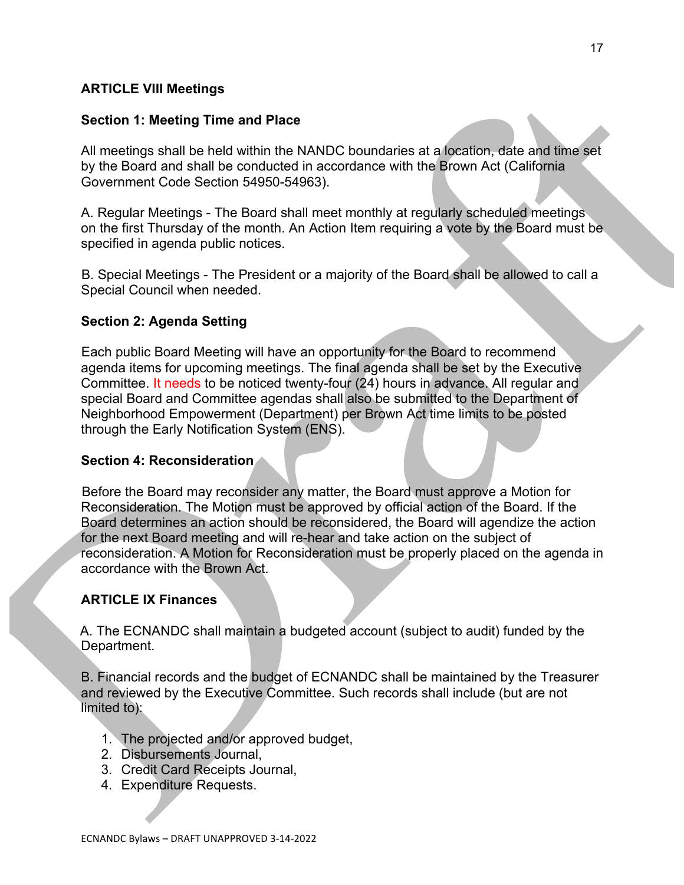## ARTICLE VIII Meetings

### Section 1: Meeting Time and Place

All meetings shall be held within the NANDC boundaries at a location, date and time set by the Board and shall be conducted in accordance with the Brown Act (California Government Code Section 54950-54963).

A. Regular Meetings - The Board shall meet monthly at regularly scheduled meetings on the first Thursday of the month. An Action Item requiring a vote by the Board must be specified in agenda public notices.

B. Special Meetings - The President or a majority of the Board shall be allowed to call a Special Council when needed.

### Section 2: Agenda Setting

Each public Board Meeting will have an opportunity for the Board to recommend agenda items for upcoming meetings. The final agenda shall be set by the Executive Committee. It needs to be noticed twenty-four (24) hours in advance. All regular and special Board and Committee agendas shall also be submitted to the Department of Neighborhood Empowerment (Department) per Brown Act time limits to be posted through the Early Notification System (ENS).

### Section 4: Reconsideration

Before the Board may reconsider any matter, the Board must approve a Motion for Reconsideration. The Motion must be approved by official action of the Board. If the Board determines an action should be reconsidered, the Board will agendize the action for the next Board meeting and will re-hear and take action on the subject of reconsideration. A Motion for Reconsideration must be properly placed on the agenda in accordance with the Brown Act.

## ARTICLE IX Finances

A. The ECNANDC shall maintain a budgeted account (subject to audit) funded by the Department.

B. Financial records and the budget of ECNANDC shall be maintained by the Treasurer and reviewed by the Executive Committee. Such records shall include (but are not limited to):

1. The projected and/or approved budget,
2. Disbursements Journal,
3. Credit Card Receipts Journal,
4. Expenditure Requests.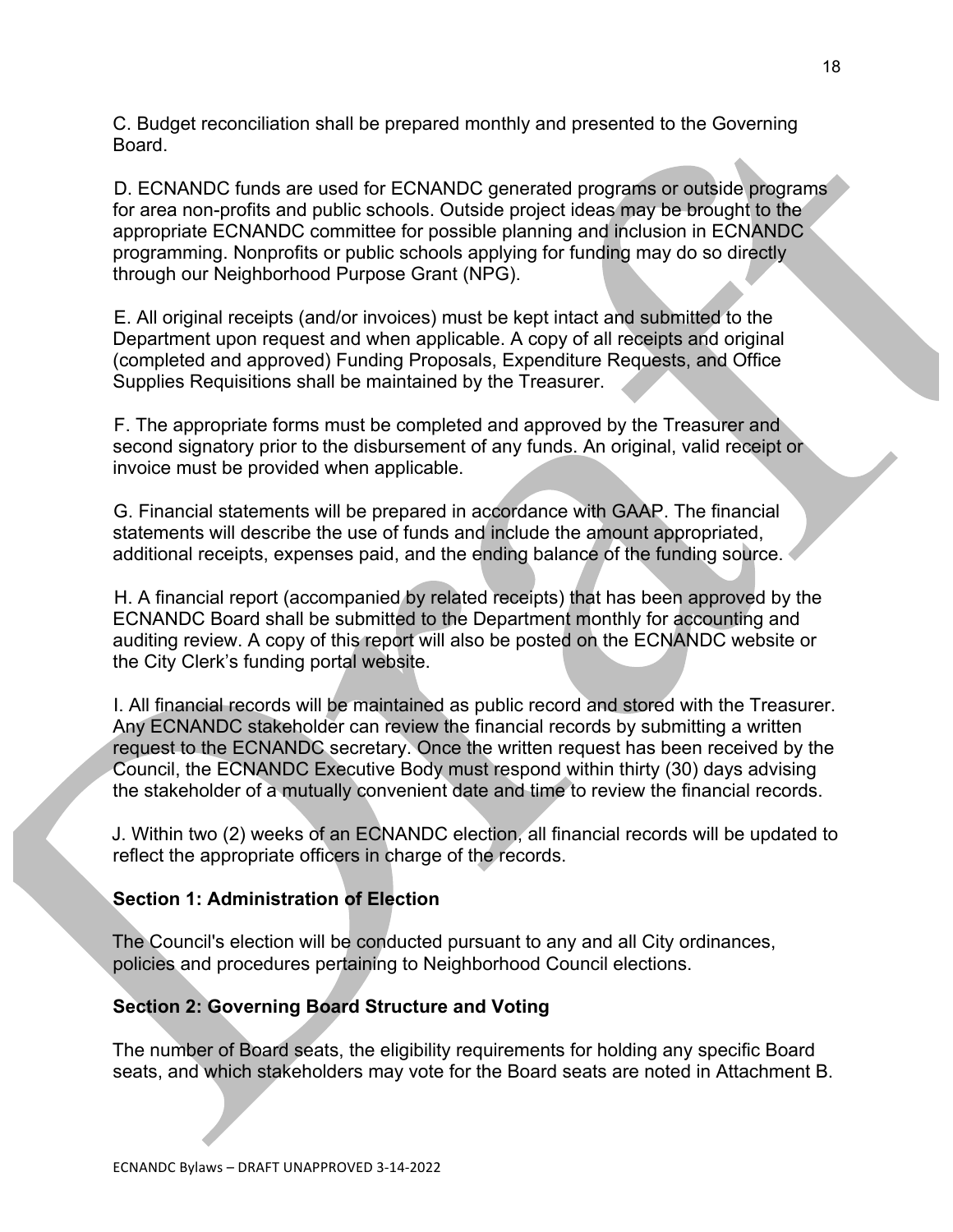C. Budget reconciliation shall be prepared monthly and presented to the Governing Board.

D. ECNANDC funds are used for ECNANDC generated programs or outside programs for area non-profits and public schools. Outside project ideas may be brought to the appropriate ECNANDC committee for possible planning and inclusion in ECNANDC programming. Nonprofits or public schools applying for funding may do so directly through our Neighborhood Purpose Grant (NPG).

E. All original receipts (and/or invoices) must be kept intact and submitted to the Department upon request and when applicable. A copy of all receipts and original (completed and approved) Funding Proposals, Expenditure Requests, and Office Supplies Requisitions shall be maintained by the Treasurer.

F. The appropriate forms must be completed and approved by the Treasurer and second signatory prior to the disbursement of any funds. An original, valid receipt or invoice must be provided when applicable.

G. Financial statements will be prepared in accordance with GAAP. The financial statements will describe the use of funds and include the amount appropriated, additional receipts, expenses paid, and the ending balance of the funding source.

H. A financial report (accompanied by related receipts) that has been approved by the ECNANDC Board shall be submitted to the Department monthly for accounting and auditing review. A copy of this report will also be posted on the ECNANDC website or the City Clerk's funding portal website.

I. All financial records will be maintained as public record and stored with the Treasurer. Any ECNANDC stakeholder can review the financial records by submitting a written request to the ECNANDC secretary. Once the written request has been received by the Council, the ECNANDC Executive Body must respond within thirty (30) days advising the stakeholder of a mutually convenient date and time to review the financial records.

J. Within two (2) weeks of an ECNANDC election, all financial records will be updated to reflect the appropriate officers in charge of the records.

**Section 1: Administration of Election**

The Council's election will be conducted pursuant to any and all City ordinances, policies and procedures pertaining to Neighborhood Council elections.

**Section 2: Governing Board Structure and Voting**

The number of Board seats, the eligibility requirements for holding any specific Board seats, and which stakeholders may vote for the Board seats are noted in Attachment B.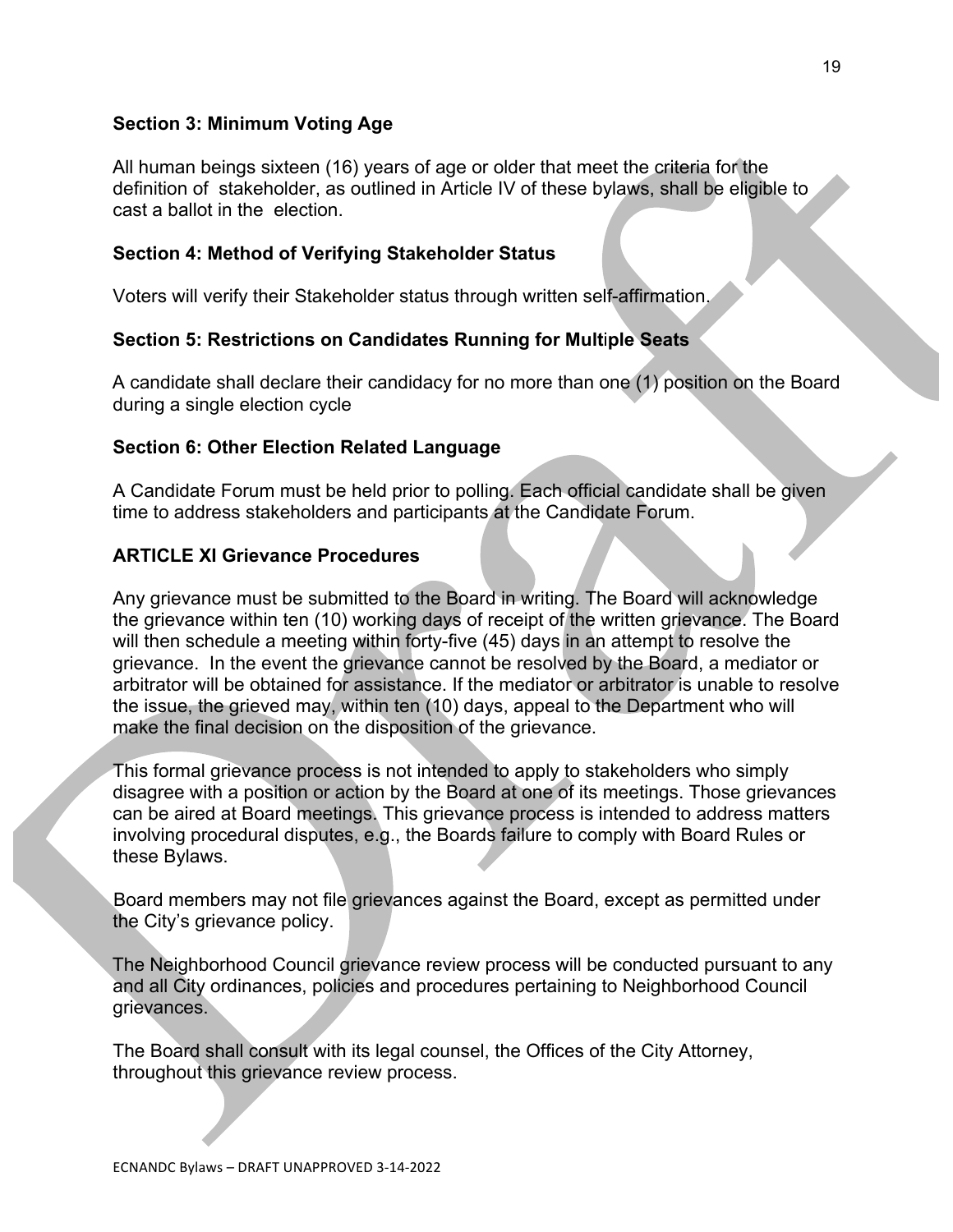### Section 3: Minimum Voting Age

All human beings sixteen (16) years of age or older that meet the criteria for the definition of stakeholder, as outlined in Article IV of these bylaws, shall be eligible to cast a ballot in the election.

### Section 4: Method of Verifying Stakeholder Status

Voters will verify their Stakeholder status through written self-affirmation.

### Section 5: Restrictions on Candidates Running for Multiple Seats

A candidate shall declare their candidacy for no more than one (1) position on the Board during a single election cycle

### Section 6: Other Election Related Language

A Candidate Forum must be held prior to polling. Each official candidate shall be given time to address stakeholders and participants at the Candidate Forum.

## ARTICLE XI Grievance Procedures

Any grievance must be submitted to the Board in writing. The Board will acknowledge the grievance within ten (10) working days of receipt of the written grievance. The Board will then schedule a meeting within forty-five (45) days in an attempt to resolve the grievance. In the event the grievance cannot be resolved by the Board, a mediator or arbitrator will be obtained for assistance. If the mediator or arbitrator is unable to resolve the issue, the grieved may, within ten (10) days, appeal to the Department who will make the final decision on the disposition of the grievance.

This formal grievance process is not intended to apply to stakeholders who simply disagree with a position or action by the Board at one of its meetings. Those grievances can be aired at Board meetings. This grievance process is intended to address matters involving procedural disputes, e.g., the Boards failure to comply with Board Rules or these Bylaws.

Board members may not file grievances against the Board, except as permitted under the City's grievance policy.

The Neighborhood Council grievance review process will be conducted pursuant to any and all City ordinances, policies and procedures pertaining to Neighborhood Council grievances.

The Board shall consult with its legal counsel, the Offices of the City Attorney, throughout this grievance review process.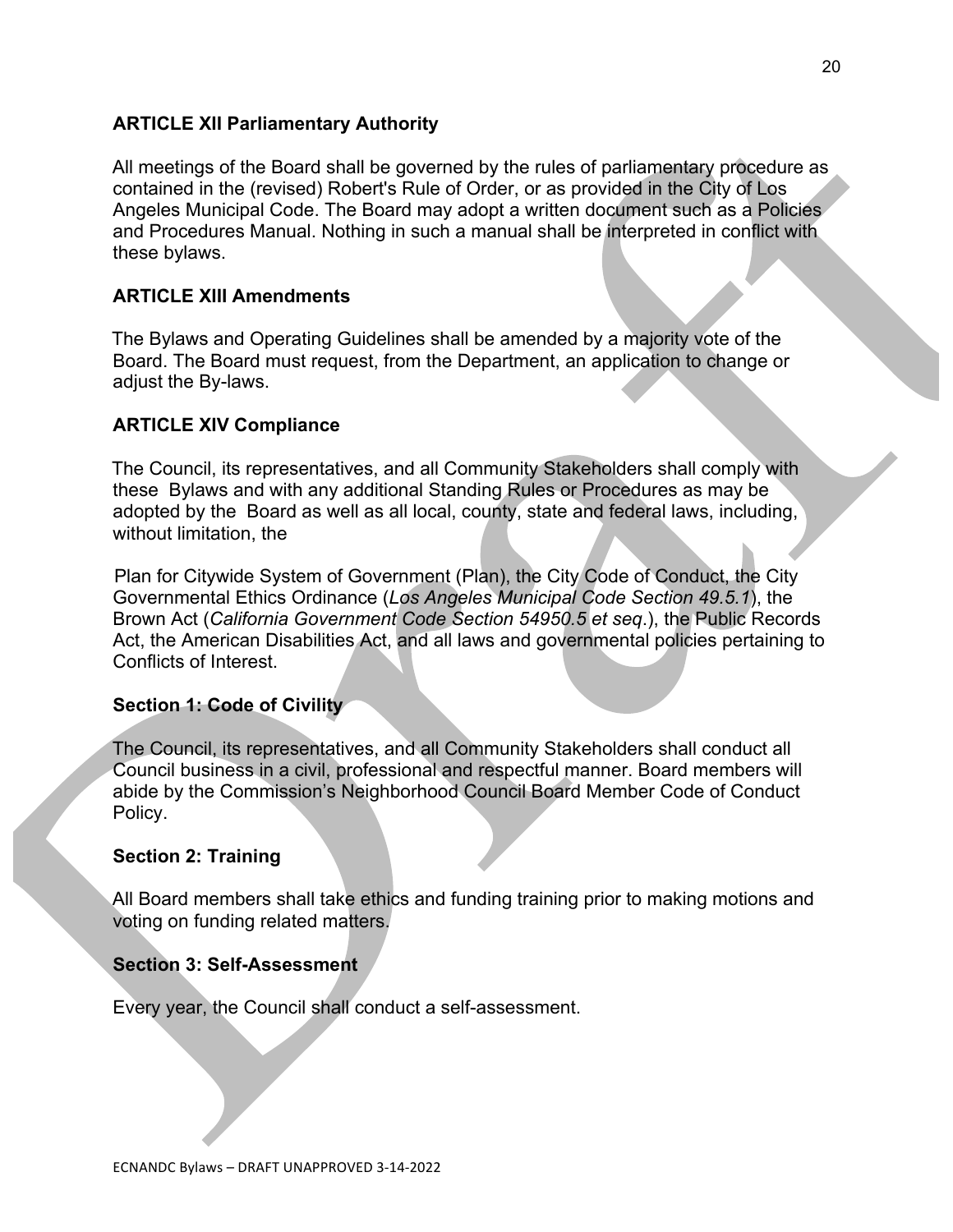## ARTICLE XII Parliamentary Authority

All meetings of the Board shall be governed by the rules of parliamentary procedure as contained in the (revised) Robert's Rule of Order, or as provided in the City of Los Angeles Municipal Code. The Board may adopt a written document such as a Policies and Procedures Manual. Nothing in such a manual shall be interpreted in conflict with these bylaws.

## ARTICLE XIII Amendments

The Bylaws and Operating Guidelines shall be amended by a majority vote of the Board. The Board must request, from the Department, an application to change or adjust the By-laws.

## ARTICLE XIV Compliance

The Council, its representatives, and all Community Stakeholders shall comply with these Bylaws and with any additional Standing Rules or Procedures as may be adopted by the Board as well as all local, county, state and federal laws, including, without limitation, the

Plan for Citywide System of Government (Plan), the City Code of Conduct, the City Governmental Ethics Ordinance (*Los Angeles Municipal Code Section 49.5.1*), the Brown Act (*California Government Code Section 54950.5 et seq*.), the Public Records Act, the American Disabilities Act, and all laws and governmental policies pertaining to Conflicts of Interest.

### Section 1: Code of Civility

The Council, its representatives, and all Community Stakeholders shall conduct all Council business in a civil, professional and respectful manner. Board members will abide by the Commission's Neighborhood Council Board Member Code of Conduct Policy.

### Section 2: Training

All Board members shall take ethics and funding training prior to making motions and voting on funding related matters.

### Section 3: Self-Assessment

Every year, the Council shall conduct a self-assessment.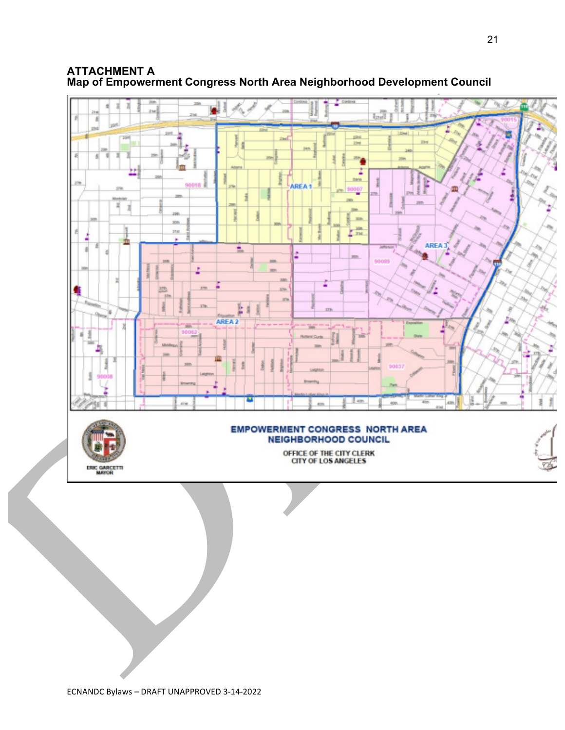# ATTACHMENT A
## Map of Empowerment Congress North Area Neighborhood Development Council

AREA 1

AREA 2

AREA 3

**EMPOWERMENT CONGRESS NORTH AREA NEIGHBORHOOD COUNCIL**

OFFICE OF THE CITY CLERK
CITY OF LOS ANGELES

ERIC GARCETTI
MAYOR

ECNANDC Bylaws – DRAFT UNAPPROVED 3-14-2022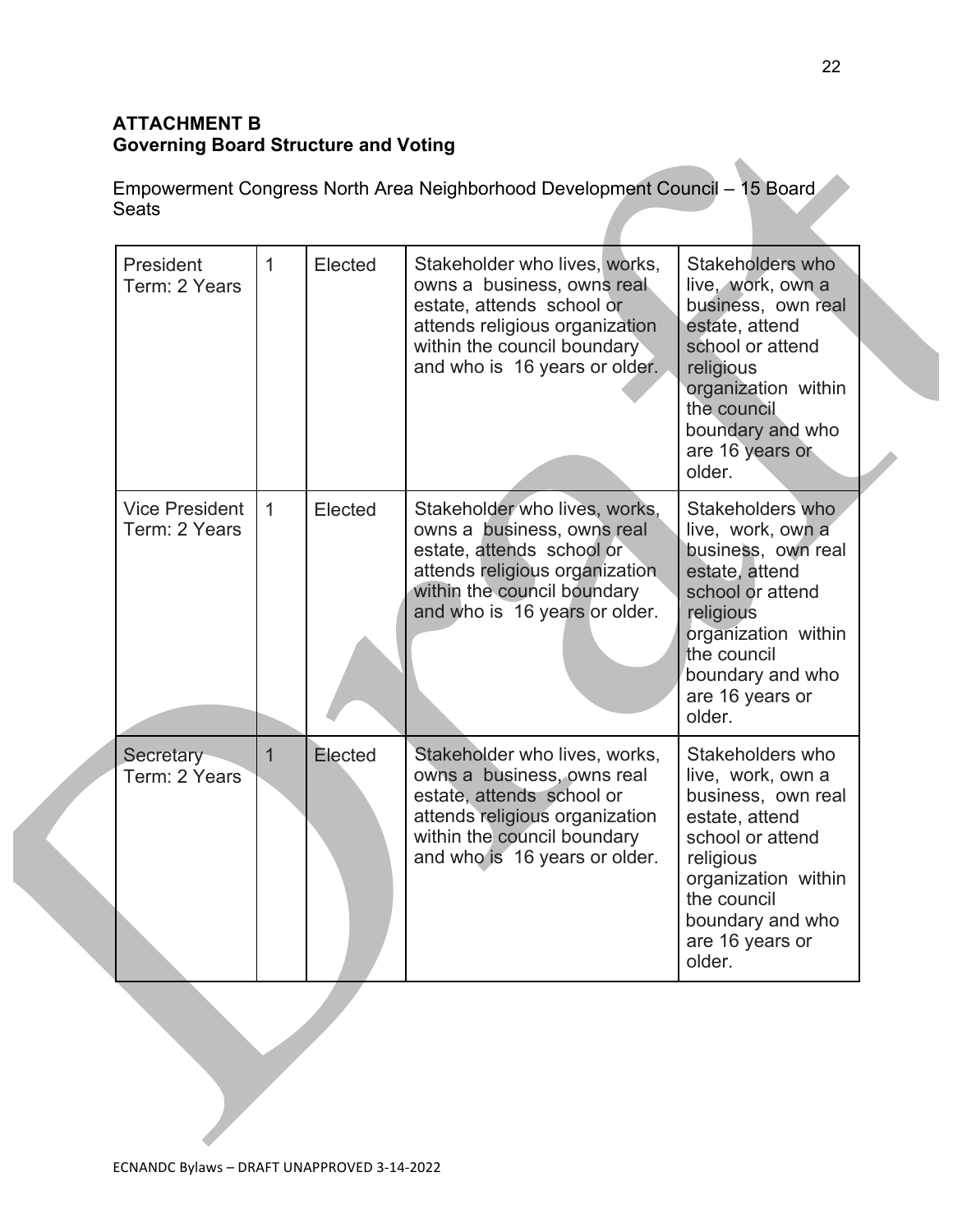**ATTACHMENT B**
**Governing Board Structure and Voting**

Empowerment Congress North Area Neighborhood Development Council – 15 Board Seats

| | | | | |
|---|---|---|---|---|
| President<br>Term: 2 Years | 1 | Elected | Stakeholder who lives, works, owns a business, owns real estate, attends school or attends religious organization within the council boundary and who is 16 years or older. | Stakeholders who live, work, own a business, own real estate, attend school or attend religious organization within the council boundary and who are 16 years or older. |
| Vice President<br>Term: 2 Years | 1 | Elected | Stakeholder who lives, works, owns a business, owns real estate, attends school or attends religious organization within the council boundary and who is 16 years or older. | Stakeholders who live, work, own a business, own real estate, attend school or attend religious organization within the council boundary and who are 16 years or older. |
| Secretary<br>Term: 2 Years | 1 | Elected | Stakeholder who lives, works, owns a business, owns real estate, attends school or attends religious organization within the council boundary and who is 16 years or older. | Stakeholders who live, work, own a business, own real estate, attend school or attend religious organization within the council boundary and who are 16 years or older. |

ECNANDC Bylaws – DRAFT UNAPPROVED 3-14-2022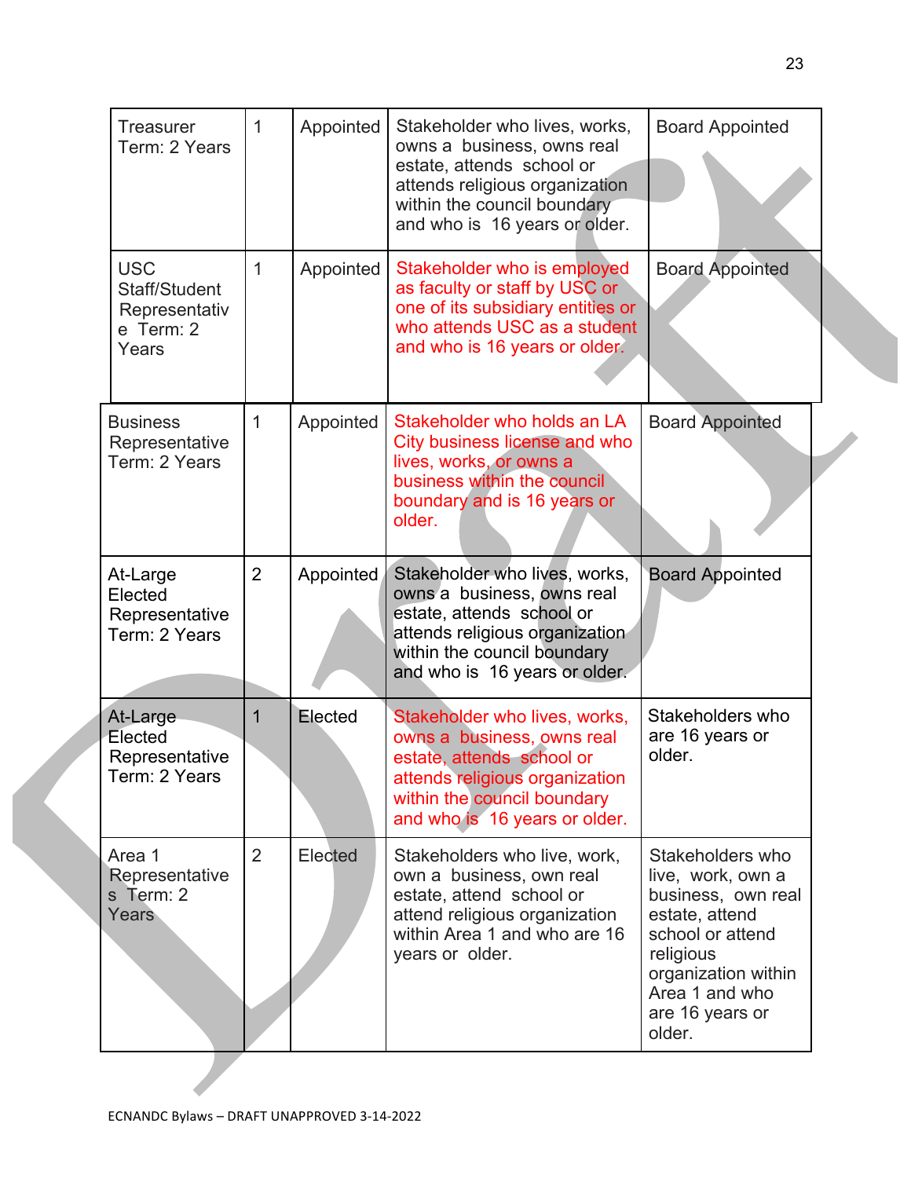| Treasurer Term: 2 Years | 1 | Appointed | Stakeholder who lives, works, owns a business, owns real estate, attends school or attends religious organization within the council boundary and who is 16 years or older. | Board Appointed |
|---|---|---|---|---|
| USC Staff/Student Representative Term: 2 Years | 1 | Appointed | Stakeholder who is employed as faculty or staff by USC or one of its subsidiary entities or who attends USC as a student and who is 16 years or older. | Board Appointed |
| Business Representative Term: 2 Years | 1 | Appointed | Stakeholder who holds an LA City business license and who lives, works, or owns a business within the council boundary and is 16 years or older. | Board Appointed |
| At-Large Elected Representative Term: 2 Years | 2 | Appointed | Stakeholder who lives, works, owns a business, owns real estate, attends school or attends religious organization within the council boundary and who is 16 years or older. | Board Appointed |
| At-Large Elected Representative Term: 2 Years | 1 | Elected | Stakeholder who lives, works, owns a business, owns real estate, attends school or attends religious organization within the council boundary and who is 16 years or older. | Stakeholders who are 16 years or older. |
| Area 1 Representatives Term: 2 Years | 2 | Elected | Stakeholders who live, work, own a business, own real estate, attend school or attend religious organization within Area 1 and who are 16 years or older. | Stakeholders who live, work, own a business, own real estate, attend school or attend religious organization within Area 1 and who are 16 years or older. |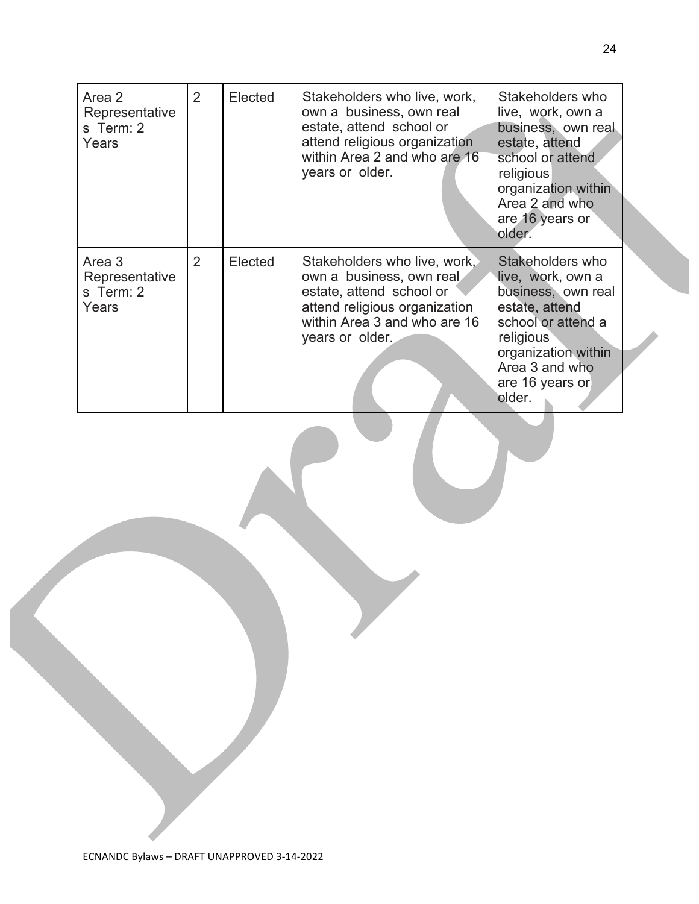| | | | | |
|---|---|---|---|---|
| Area 2 Representatives Term: 2 Years | 2 | Elected | Stakeholders who live, work, own a business, own real estate, attend school or attend religious organization within Area 2 and who are 16 years or older. | Stakeholders who live, work, own a business, own real estate, attend school or attend religious organization within Area 2 and who are 16 years or older. |
| Area 3 Representatives Term: 2 Years | 2 | Elected | Stakeholders who live, work, own a business, own real estate, attend school or attend religious organization within Area 3 and who are 16 years or older. | Stakeholders who live, work, own a business, own real estate, attend school or attend a religious organization within Area 3 and who are 16 years or older. |

ECNANDC Bylaws – DRAFT UNAPPROVED 3-14-2022